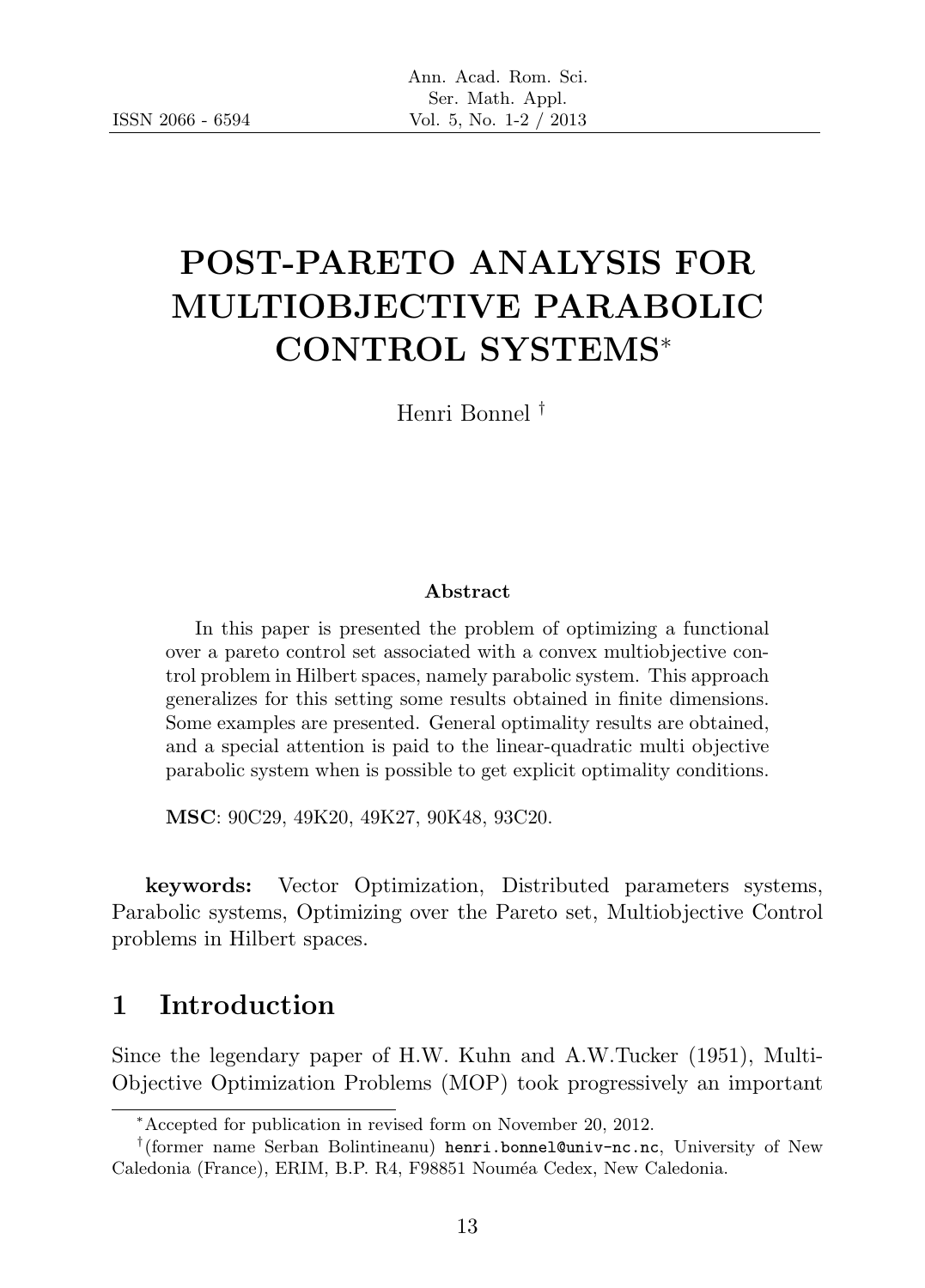# POST-PARETO ANALYSIS FOR MULTIOBJECTIVE PARABOLIC CONTROL SYSTEMS*

Henri Bonnel [†]

### Abstract

In this paper is presented the problem of optimizing a functional over a pareto control set associated with a convex multiobjective control problem in Hilbert spaces, namely parabolic system. This approach generalizes for this setting some results obtained in finite dimensions. Some examples are presented. General optimality results are obtained, and a special attention is paid to the linear-quadratic multi objective parabolic system when is possible to get explicit optimality conditions.

**MSC**: 90C29, 49K20, 49K27, 90K48, 93C20.

**keywords:** Vector Optimization, Distributed parameters systems, Parabolic systems, Optimizing over the Pareto set, Multiobjective Control problems in Hilbert spaces.

## 1 Introduction

Since the legendary paper of H.W. Kuhn and A.W.Tucker (1951), Multi-Objective Optimization Problems (MOP) took progressively an important

---

*Accepted for publication in revised form on November 20, 2012.

†(former name Serban Bolintineanu) henri.bonnel@univ-nc.nc, University of New Caledonia (France), ERIM, B.P. R4, F98851 Nouméa Cedex, New Caledonia.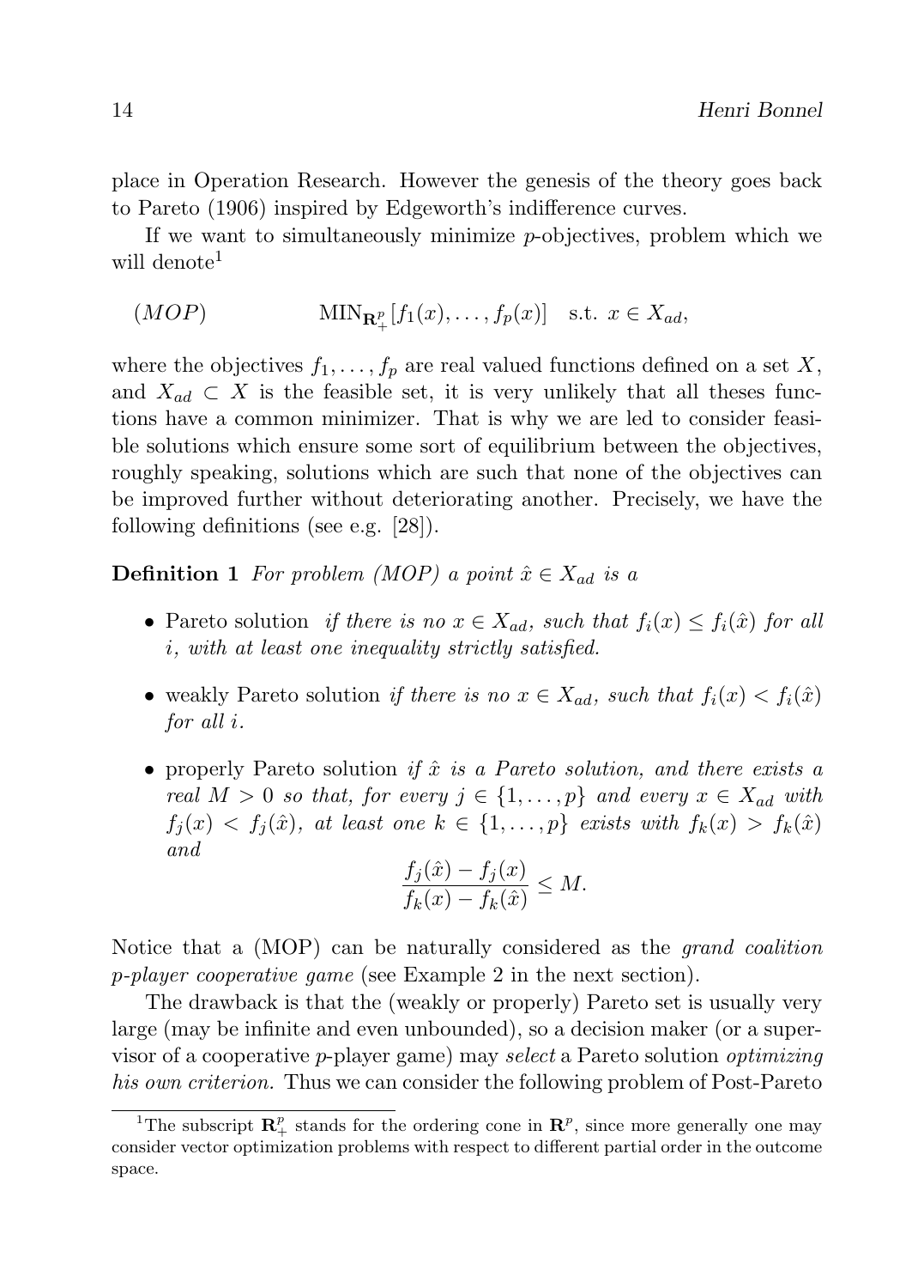place in Operation Research. However the genesis of the theory goes back to Pareto (1906) inspired by Edgeworth's indifference curves.

If we want to simultaneously minimize $p$-objectives, problem which we will denote[1]

$$(MOP) \qquad \mathrm{MIN}_{\mathbf{R}_+^p}[f_1(x), \ldots, f_p(x)] \quad \text{s.t. } x \in X_{ad},$$

where the objectives $f_1, \ldots, f_p$ are real valued functions defined on a set $X$, and $X_{ad} \subset X$ is the feasible set, it is very unlikely that all theses functions have a common minimizer. That is why we are led to consider feasible solutions which ensure some sort of equilibrium between the objectives, roughly speaking, solutions which are such that none of the objectives can be improved further without deteriorating another. Precisely, we have the following definitions (see e.g. [28]).

**Definition 1** *For problem (MOP) a point $\hat{x} \in X_{ad}$ is a*

- Pareto solution *if there is no $x \in X_{ad}$, such that $f_i(x) \leq f_i(\hat{x})$ for all $i$, with at least one inequality strictly satisfied.*
- weakly Pareto solution *if there is no $x \in X_{ad}$, such that $f_i(x) < f_i(\hat{x})$ for all $i$.*
- properly Pareto solution *if $\hat{x}$ is a Pareto solution, and there exists a real $M > 0$ so that, for every $j \in \{1, \ldots, p\}$ and every $x \in X_{ad}$ with $f_j(x) < f_j(\hat{x})$, at least one $k \in \{1, \ldots, p\}$ exists with $f_k(x) > f_k(\hat{x})$ and*

$$\frac{f_j(\hat{x}) - f_j(x)}{f_k(x) - f_k(\hat{x})} \leq M.$$

Notice that a (MOP) can be naturally considered as the *grand coalition $p$-player cooperative game* (see Example 2 in the next section).

The drawback is that the (weakly or properly) Pareto set is usually very large (may be infinite and even unbounded), so a decision maker (or a supervisor of a cooperative $p$-player game) may *select* a Pareto solution *optimizing his own criterion.* Thus we can consider the following problem of Post-Pareto

[1] The subscript $\mathbf{R}_+^p$ stands for the ordering cone in $\mathbf{R}^p$, since more generally one may consider vector optimization problems with respect to different partial order in the outcome space.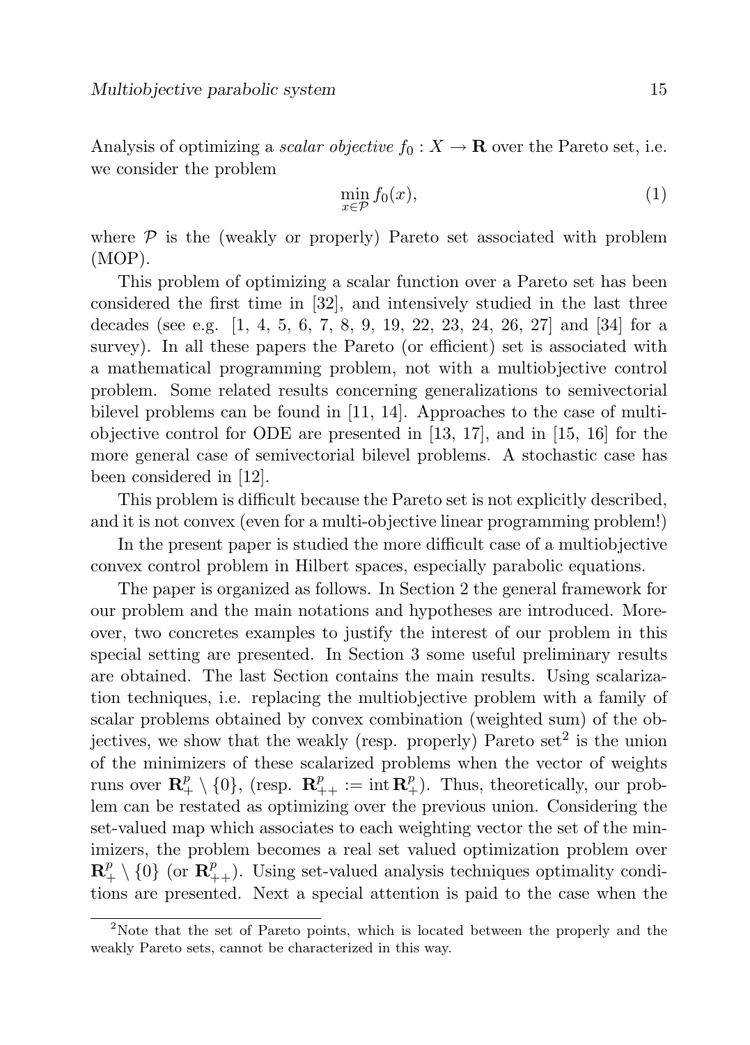Analysis of optimizing a *scalar objective* $f_0 : X \to \mathbf{R}$ over the Pareto set, i.e. we consider the problem

$$\min_{x \in \mathcal{P}} f_0(x), \tag{1}$$

where $\mathcal{P}$ is the (weakly or properly) Pareto set associated with problem (MOP).

This problem of optimizing a scalar function over a Pareto set has been considered the first time in [32], and intensively studied in the last three decades (see e.g. [1, 4, 5, 6, 7, 8, 9, 19, 22, 23, 24, 26, 27] and [34] for a survey). In all these papers the Pareto (or efficient) set is associated with a mathematical programming problem, not with a multiobjective control problem. Some related results concerning generalizations to semivectorial bilevel problems can be found in [11, 14]. Approaches to the case of multiobjective control for ODE are presented in [13, 17], and in [15, 16] for the more general case of semivectorial bilevel problems. A stochastic case has been considered in [12].

This problem is difficult because the Pareto set is not explicitly described, and it is not convex (even for a multi-objective linear programming problem!)

In the present paper is studied the more difficult case of a multiobjective convex control problem in Hilbert spaces, especially parabolic equations.

The paper is organized as follows. In Section 2 the general framework for our problem and the main notations and hypotheses are introduced. Moreover, two concretes examples to justify the interest of our problem in this special setting are presented. In Section 3 some useful preliminary results are obtained. The last Section contains the main results. Using scalarization techniques, i.e. replacing the multiobjective problem with a family of scalar problems obtained by convex combination (weighted sum) of the objectives, we show that the weakly (resp. properly) Pareto set[2] is the union of the minimizers of these scalarized problems when the vector of weights runs over $\mathbf{R}^p_+ \setminus \{0\}$, (resp. $\mathbf{R}^p_{++} := \operatorname{int} \mathbf{R}^p_+$). Thus, theoretically, our problem can be restated as optimizing over the previous union. Considering the set-valued map which associates to each weighting vector the set of the minimizers, the problem becomes a real set valued optimization problem over $\mathbf{R}^p_+ \setminus \{0\}$ (or $\mathbf{R}^p_{++}$). Using set-valued analysis techniques optimality conditions are presented. Next a special attention is paid to the case when the

[2] Note that the set of Pareto points, which is located between the properly and the weakly Pareto sets, cannot be characterized in this way.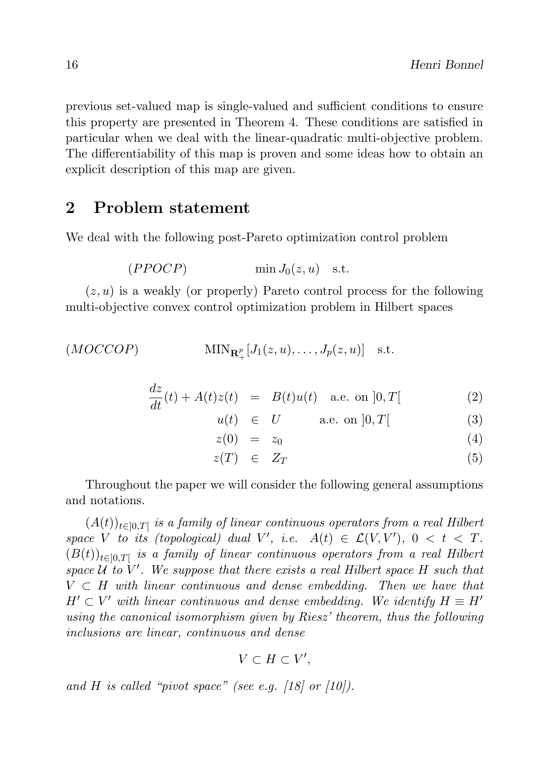previous set-valued map is single-valued and sufficient conditions to ensure this property are presented in Theorem 4. These conditions are satisfied in particular when we deal with the linear-quadratic multi-objective problem. The differentiability of this map is proven and some ideas how to obtain an explicit description of this map are given.

## 2 Problem statement

We deal with the following post-Pareto optimization control problem

$$(PPOCP) \qquad \min J_0(z,u) \quad \text{s.t.}$$

$(z,u)$ is a weakly (or properly) Pareto control process for the following multi-objective convex control optimization problem in Hilbert spaces

$$(MOCCOP) \qquad \text{MIN}_{\mathbf{R}^p_+}[J_1(z,u),\ldots,J_p(z,u)] \quad \text{s.t.}$$

$$\frac{dz}{dt}(t) + A(t)z(t) = B(t)u(t) \quad \text{a.e. on } ]0,T[ \tag{2}$$

$$u(t) \in U \qquad \text{a.e. on } ]0,T[ \tag{3}$$

$$z(0) = z_0 \tag{4}$$

$$z(T) \in Z_T \tag{5}$$

Throughout the paper we will consider the following general assumptions and notations.

*$(A(t))_{t\in]0,T[}$ is a family of linear continuous operators from a real Hilbert space $V$ to its (topological) dual $V'$, i.e. $A(t) \in \mathcal{L}(V,V')$, $0 < t < T$. $(B(t))_{t\in]0,T[}$ is a family of linear continuous operators from a real Hilbert space $\mathcal{U}$ to $V'$. We suppose that there exists a real Hilbert space $H$ such that $V \subset H$ with linear continuous and dense embedding. Then we have that $H' \subset V'$ with linear continuous and dense embedding. We identify $H \equiv H'$ using the canonical isomorphism given by Riesz' theorem, thus the following inclusions are linear, continuous and dense*

$$V \subset H \subset V',$$

*and $H$ is called "pivot space" (see e.g. [18] or [10]).*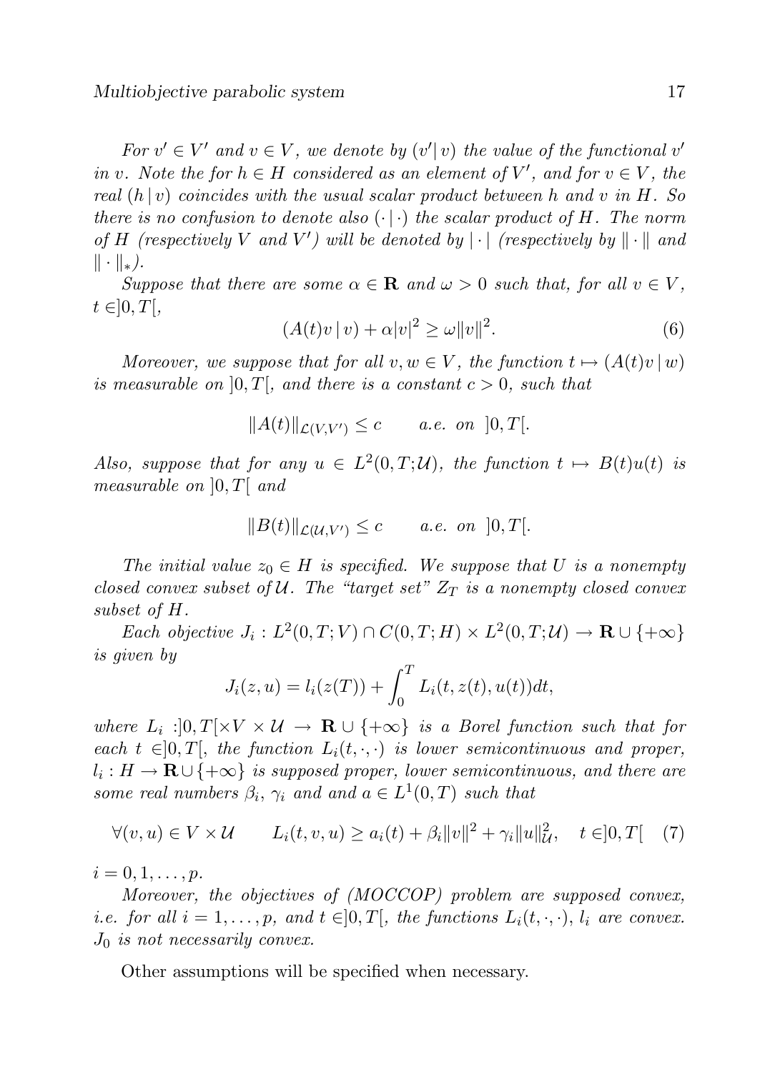*For $v' \in V'$ and $v \in V$, we denote by $(v'|\, v)$ the value of the functional $v'$ in $v$. Note the for $h \in H$ considered as an element of $V'$, and for $v \in V$, the real $(h\,|\, v)$ coincides with the usual scalar product between $h$ and $v$ in $H$. So there is no confusion to denote also $(\cdot\,|\,\cdot)$ the scalar product of $H$. The norm of $H$ (respectively $V$ and $V'$) will be denoted by $|\cdot|$ (respectively by $\|\cdot\|$ and $\|\cdot\|_*$).*

*Suppose that there are some $\alpha \in \mathbf{R}$ and $\omega > 0$ such that, for all $v \in V$, $t \in ]0, T[$,*

$$(A(t)v\,|\, v) + \alpha |v|^2 \geq \omega \|v\|^2. \tag{6}$$

*Moreover, we suppose that for all $v, w \in V$, the function $t \mapsto (A(t)v\,|\, w)$ is measurable on $]0, T[$, and there is a constant $c > 0$, such that*

$$\|A(t)\|_{\mathcal{L}(V,V')} \leq c \qquad a.e. \ on \ \ ]0, T[.$$

*Also, suppose that for any $u \in L^2(0, T; \mathcal{U})$, the function $t \mapsto B(t)u(t)$ is measurable on $]0, T[$ and*

$$\|B(t)\|_{\mathcal{L}(\mathcal{U},V')} \leq c \qquad a.e. \ on \ \ ]0, T[.$$

*The initial value $z_0 \in H$ is specified. We suppose that $U$ is a nonempty closed convex subset of $\mathcal{U}$. The "target set" $Z_T$ is a nonempty closed convex subset of $H$.*

*Each objective $J_i : L^2(0, T; V) \cap C(0, T; H) \times L^2(0, T; \mathcal{U}) \to \mathbf{R} \cup \{+\infty\}$ is given by*

$$J_i(z, u) = l_i(z(T)) + \int_0^T L_i(t, z(t), u(t))dt,$$

*where $L_i :]0, T[\times V \times \mathcal{U} \to \mathbf{R} \cup \{+\infty\}$ is a Borel function such that for each $t \in ]0, T[$, the function $L_i(t, \cdot, \cdot)$ is lower semicontinuous and proper, $l_i : H \to \mathbf{R} \cup \{+\infty\}$ is supposed proper, lower semicontinuous, and there are some real numbers $\beta_i$, $\gamma_i$ and and $a \in L^1(0, T)$ such that*

$$\forall (v, u) \in V \times \mathcal{U} \qquad L_i(t, v, u) \geq a_i(t) + \beta_i \|v\|^2 + \gamma_i \|u\|^2_{\mathcal{U}}, \quad t \in ]0, T[ \tag{7}$$

*$i = 0, 1, \ldots, p$.*

*Moreover, the objectives of (MOCCOP) problem are supposed convex, i.e. for all $i = 1, \ldots, p$, and $t \in ]0, T[$, the functions $L_i(t, \cdot, \cdot)$, $l_i$ are convex. $J_0$ is not necessarily convex.*

Other assumptions will be specified when necessary.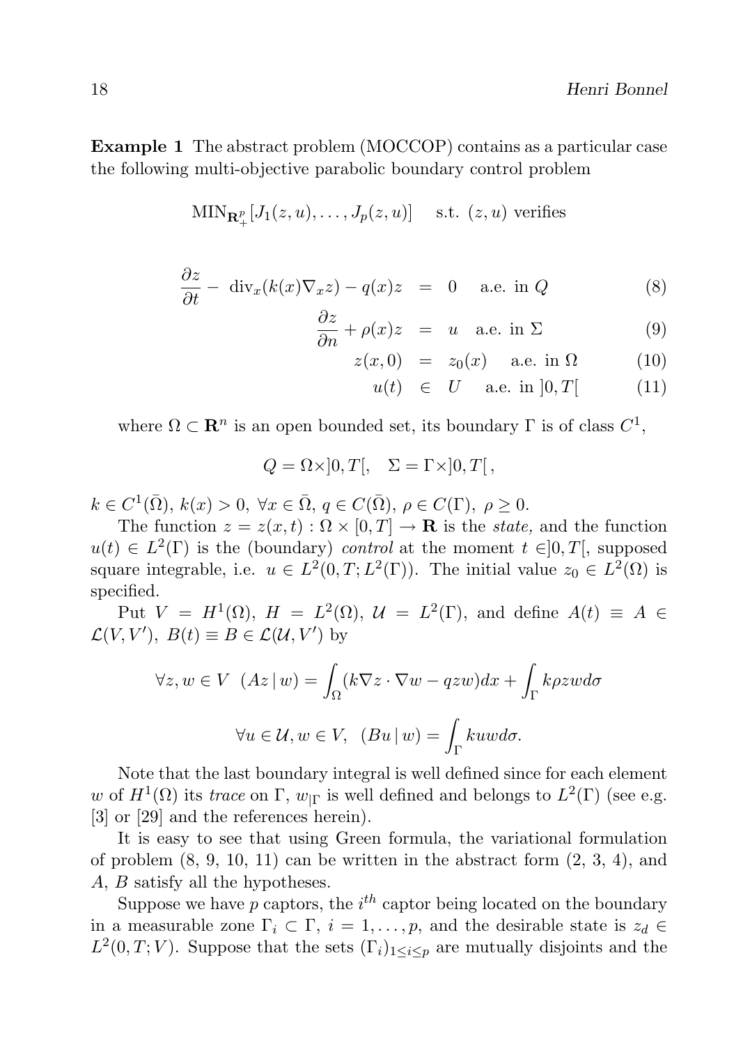**Example 1** The abstract problem (MOCCOP) contains as a particular case the following multi-objective parabolic boundary control problem

$$\text{MIN}_{\mathbf{R}^p_+}[J_1(z,u),\ldots,J_p(z,u)] \quad \text{s.t. } (z,u) \text{ verifies}$$

$$\frac{\partial z}{\partial t} - \operatorname{div}_x(k(x)\nabla_x z) - q(x)z = 0 \quad \text{a.e. in } Q \tag{8}$$

$$\frac{\partial z}{\partial n} + \rho(x)z = u \quad \text{a.e. in } \Sigma \tag{9}$$

$$z(x,0) = z_0(x) \quad \text{a.e. in } \Omega \tag{10}$$

$$u(t) \in U \quad \text{a.e. in } ]0,T[ \tag{11}$$

where $\Omega \subset \mathbf{R}^n$ is an open bounded set, its boundary $\Gamma$ is of class $C^1$,

$$Q = \Omega \times ]0,T[, \quad \Sigma = \Gamma \times ]0,T[\,,$$

$k \in C^1(\bar{\Omega})$, $k(x) > 0$, $\forall x \in \bar{\Omega}$, $q \in C(\bar{\Omega})$, $\rho \in C(\Gamma)$, $\rho \geq 0$.

The function $z = z(x,t) : \Omega \times [0,T] \to \mathbf{R}$ is the *state*, and the function $u(t) \in L^2(\Gamma)$ is the (boundary) *control* at the moment $t \in ]0,T[$, supposed square integrable, i.e. $u \in L^2(0,T;L^2(\Gamma))$. The initial value $z_0 \in L^2(\Omega)$ is specified.

Put $V = H^1(\Omega)$, $H = L^2(\Omega)$, $\mathcal{U} = L^2(\Gamma)$, and define $A(t) \equiv A \in \mathcal{L}(V,V')$, $B(t) \equiv B \in \mathcal{L}(\mathcal{U},V')$ by

$$\forall z,w \in V \;\; (Az \,|\, w) = \int_\Omega (k\nabla z \cdot \nabla w - qzw)dx + \int_\Gamma k\rho zw d\sigma$$

$$\forall u \in \mathcal{U}, w \in V, \;\; (Bu \,|\, w) = \int_\Gamma kuw d\sigma.$$

Note that the last boundary integral is well defined since for each element $w$ of $H^1(\Omega)$ its *trace* on $\Gamma$, $w_{|\Gamma}$ is well defined and belongs to $L^2(\Gamma)$ (see e.g. [3] or [29] and the references herein).

It is easy to see that using Green formula, the variational formulation of problem (8, 9, 10, 11) can be written in the abstract form (2, 3, 4), and $A$, $B$ satisfy all the hypotheses.

Suppose we have $p$ captors, the $i^{th}$ captor being located on the boundary in a measurable zone $\Gamma_i \subset \Gamma$, $i = 1,\ldots,p$, and the desirable state is $z_d \in L^2(0,T;V)$. Suppose that the sets $(\Gamma_i)_{1 \leq i \leq p}$ are mutually disjoints and the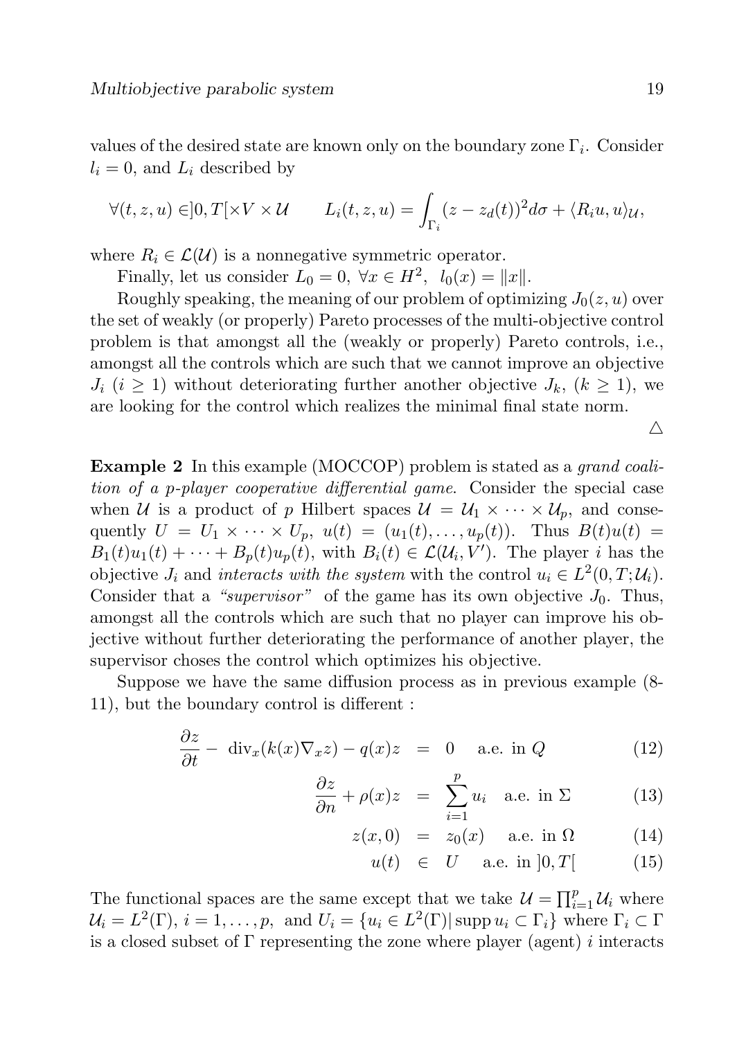values of the desired state are known only on the boundary zone $\Gamma_i$. Consider $l_i = 0$, and $L_i$ described by

$$\forall (t, z, u) \in ]0, T[\times V \times \mathcal{U} \qquad L_i(t, z, u) = \int_{\Gamma_i} (z - z_d(t))^2 d\sigma + \langle R_i u, u \rangle_{\mathcal{U}},$$

where $R_i \in \mathcal{L}(\mathcal{U})$ is a nonnegative symmetric operator.

Finally, let us consider $L_0 = 0$, $\forall x \in H^2$, $l_0(x) = \|x\|$.

Roughly speaking, the meaning of our problem of optimizing $J_0(z, u)$ over the set of weakly (or properly) Pareto processes of the multi-objective control problem is that amongst all the (weakly or properly) Pareto controls, i.e., amongst all the controls which are such that we cannot improve an objective $J_i$ $(i \geq 1)$ without deteriorating further another objective $J_k$, $(k \geq 1)$, we are looking for the control which realizes the minimal final state norm.

$\triangle$

**Example 2** In this example (MOCCOP) problem is stated as a *grand coalition of a p-player cooperative differential game*. Consider the special case when $\mathcal{U}$ is a product of $p$ Hilbert spaces $\mathcal{U} = \mathcal{U}_1 \times \cdots \times \mathcal{U}_p$, and consequently $U = U_1 \times \cdots \times U_p$, $u(t) = (u_1(t), \ldots, u_p(t))$. Thus $B(t)u(t) = B_1(t)u_1(t) + \cdots + B_p(t)u_p(t)$, with $B_i(t) \in \mathcal{L}(\mathcal{U}_i, V')$. The player $i$ has the objective $J_i$ and *interacts with the system* with the control $u_i \in L^2(0, T; \mathcal{U}_i)$. Consider that a *"supervisor"* of the game has its own objective $J_0$. Thus, amongst all the controls which are such that no player can improve his objective without further deteriorating the performance of another player, the supervisor choses the control which optimizes his objective.

Suppose we have the same diffusion process as in previous example (8-11), but the boundary control is different :

$$\frac{\partial z}{\partial t} - \operatorname{div}_x(k(x)\nabla_x z) - q(x)z = 0 \quad \text{a.e. in } Q \tag{12}$$

$$\frac{\partial z}{\partial n} + \rho(x)z = \sum_{i=1}^{p} u_i \quad \text{a.e. in } \Sigma \tag{13}$$

$$z(x, 0) = z_0(x) \quad \text{a.e. in } \Omega \tag{14}$$

$$u(t) \in U \quad \text{a.e. in } ]0, T[ \tag{15}$$

The functional spaces are the same except that we take $\mathcal{U} = \prod_{i=1}^{p} \mathcal{U}_i$ where $\mathcal{U}_i = L^2(\Gamma)$, $i = 1, \ldots, p$, and $U_i = \{u_i \in L^2(\Gamma) | \operatorname{supp} u_i \subset \Gamma_i\}$ where $\Gamma_i \subset \Gamma$ is a closed subset of $\Gamma$ representing the zone where player (agent) $i$ interacts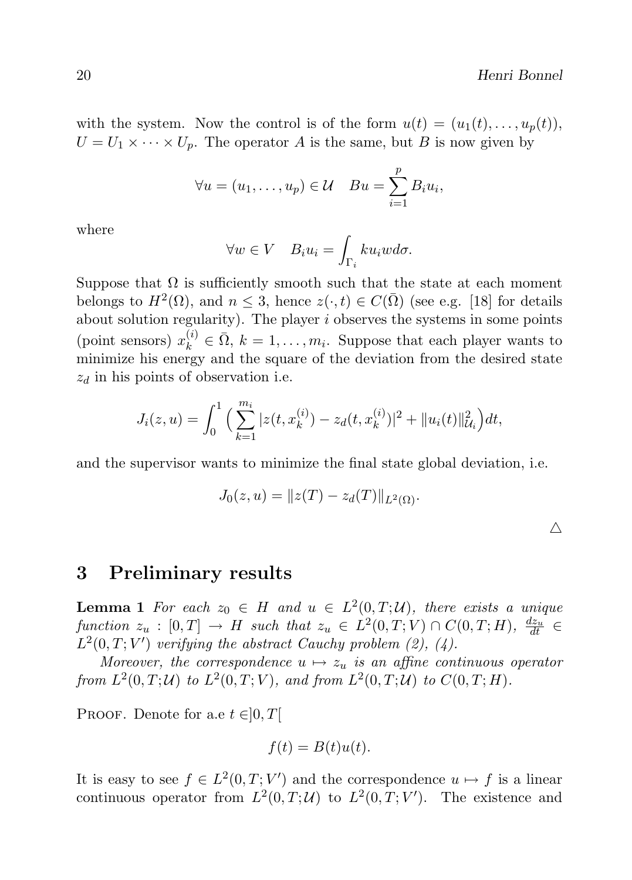with the system. Now the control is of the form $u(t) = (u_1(t), \ldots, u_p(t))$, $U = U_1 \times \cdots \times U_p$. The operator $A$ is the same, but $B$ is now given by

$$\forall u = (u_1, \ldots, u_p) \in \mathcal{U} \quad Bu = \sum_{i=1}^{p} B_i u_i,$$

where

$$\forall w \in V \quad B_i u_i = \int_{\Gamma_i} k u_i w d\sigma.$$

Suppose that $\Omega$ is sufficiently smooth such that the state at each moment belongs to $H^2(\Omega)$, and $n \leq 3$, hence $z(\cdot, t) \in C(\bar{\Omega})$ (see e.g. [18] for details about solution regularity). The player $i$ observes the systems in some points (point sensors) $x_k^{(i)} \in \bar{\Omega}$, $k = 1, \ldots, m_i$. Suppose that each player wants to minimize his energy and the square of the deviation from the desired state $z_d$ in his points of observation i.e.

$$J_i(z, u) = \int_0^1 \Big( \sum_{k=1}^{m_i} |z(t, x_k^{(i)}) - z_d(t, x_k^{(i)})|^2 + \|u_i(t)\|^2_{\mathcal{U}_i} \Big) dt,$$

and the supervisor wants to minimize the final state global deviation, i.e.

$$J_0(z, u) = \|z(T) - z_d(T)\|_{L^2(\Omega)}.$$

$\triangle$

## 3 Preliminary results

**Lemma 1** *For each $z_0 \in H$ and $u \in L^2(0, T; \mathcal{U})$, there exists a unique function $z_u : [0, T] \to H$ such that $z_u \in L^2(0, T; V) \cap C(0, T; H)$, $\frac{dz_u}{dt} \in L^2(0, T; V')$ verifying the abstract Cauchy problem (2), (4).*

*Moreover, the correspondence $u \mapsto z_u$ is an affine continuous operator from $L^2(0, T; \mathcal{U})$ to $L^2(0, T; V)$, and from $L^2(0, T; \mathcal{U})$ to $C(0, T; H)$.*

Proof. Denote for a.e $t \in ]0, T[$

$$f(t) = B(t)u(t).$$

It is easy to see $f \in L^2(0, T; V')$ and the correspondence $u \mapsto f$ is a linear continuous operator from $L^2(0, T; \mathcal{U})$ to $L^2(0, T; V')$. The existence and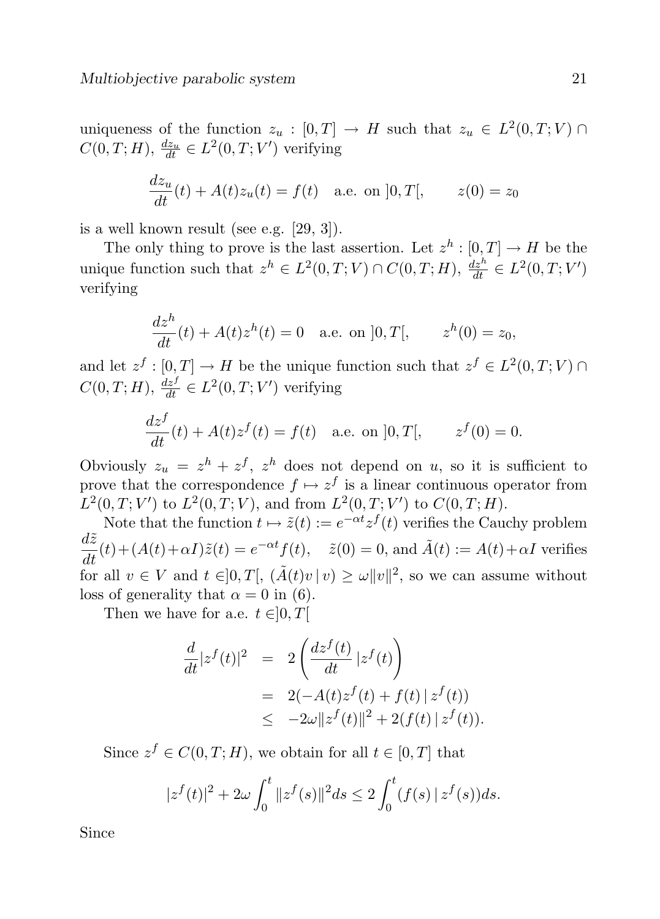uniqueness of the function $z_u : [0,T] \to H$ such that $z_u \in L^2(0,T;V) \cap C(0,T;H)$, $\frac{dz_u}{dt} \in L^2(0,T;V')$ verifying

$$\frac{dz_u}{dt}(t) + A(t)z_u(t) = f(t) \quad \text{a.e. on } ]0,T[, \qquad z(0) = z_0$$

is a well known result (see e.g. [29, 3]).

The only thing to prove is the last assertion. Let $z^h : [0,T] \to H$ be the unique function such that $z^h \in L^2(0,T;V) \cap C(0,T;H)$, $\frac{dz^h}{dt} \in L^2(0,T;V')$ verifying

$$\frac{dz^h}{dt}(t) + A(t)z^h(t) = 0 \quad \text{a.e. on } ]0,T[, \qquad z^h(0) = z_0,$$

and let $z^f : [0,T] \to H$ be the unique function such that $z^f \in L^2(0,T;V) \cap C(0,T;H)$, $\frac{dz^f}{dt} \in L^2(0,T;V')$ verifying

$$\frac{dz^f}{dt}(t) + A(t)z^f(t) = f(t) \quad \text{a.e. on } ]0,T[, \qquad z^f(0) = 0.$$

Obviously $z_u = z^h + z^f$, $z^h$ does not depend on $u$, so it is sufficient to prove that the correspondence $f \mapsto z^f$ is a linear continuous operator from $L^2(0,T;V')$ to $L^2(0,T;V)$, and from $L^2(0,T;V')$ to $C(0,T;H)$.

Note that the function $t \mapsto \tilde{z}(t) := e^{-\alpha t} z^f(t)$ verifies the Cauchy problem $\dfrac{d\tilde{z}}{dt}(t) + (A(t) + \alpha I)\tilde{z}(t) = e^{-\alpha t} f(t)$, $\quad \tilde{z}(0) = 0$, and $\tilde{A}(t) := A(t) + \alpha I$ verifies for all $v \in V$ and $t \in ]0,T[$, $(\tilde{A}(t)v \,|\, v) \geq \omega \|v\|^2$, so we can assume without loss of generality that $\alpha = 0$ in (6).

Then we have for a.e. $t \in ]0,T[$

$$\begin{aligned}
\frac{d}{dt}|z^f(t)|^2 &= 2\left(\frac{dz^f(t)}{dt} \,|\, z^f(t)\right) \\
&= 2(-A(t)z^f(t) + f(t) \,|\, z^f(t)) \\
&\leq -2\omega \|z^f(t)\|^2 + 2(f(t) \,|\, z^f(t)).
\end{aligned}$$

Since $z^f \in C(0,T;H)$, we obtain for all $t \in [0,T]$ that

$$|z^f(t)|^2 + 2\omega \int_0^t \|z^f(s)\|^2 ds \leq 2 \int_0^t (f(s) \,|\, z^f(s)) ds.$$

Since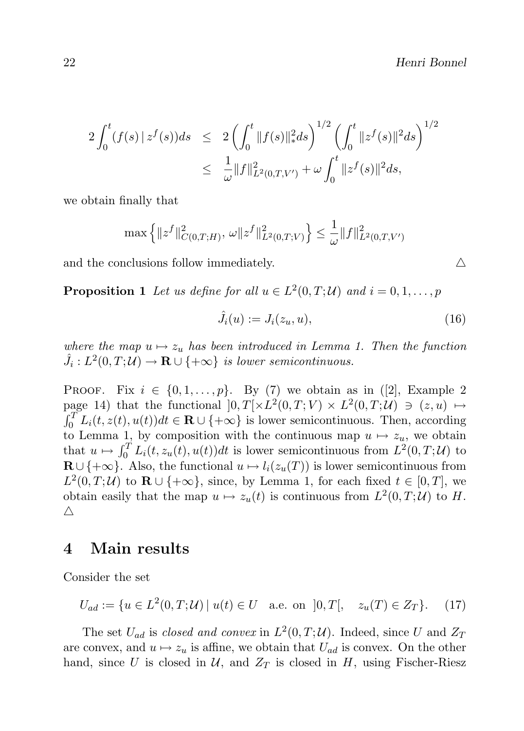$$
\begin{aligned}
2\int_0^t (f(s)\,|\,z^f(s))ds &\leq 2\left(\int_0^t \|f(s)\|_*^2 ds\right)^{1/2}\left(\int_0^t \|z^f(s)\|^2 ds\right)^{1/2} \\
&\leq \frac{1}{\omega}\|f\|^2_{L^2(0,T,V')} + \omega\int_0^t \|z^f(s)\|^2 ds,
\end{aligned}
$$

we obtain finally that

$$
\max\left\{\|z^f\|^2_{C(0,T;H)},\, \omega\|z^f\|^2_{L^2(0,T;V)}\right\} \leq \frac{1}{\omega}\|f\|^2_{L^2(0,T,V')}
$$

and the conclusions follow immediately. △

**Proposition 1** *Let us define for all $u \in L^2(0,T;\mathcal{U})$ and $i = 0,1,\ldots,p$*

$$
\hat{J}_i(u) := J_i(z_u, u), \tag{16}
$$

*where the map $u \mapsto z_u$ has been introduced in Lemma 1. Then the function $\hat{J}_i : L^2(0,T;\mathcal{U}) \to \mathbf{R} \cup \{+\infty\}$ is lower semicontinuous.*

PROOF. Fix $i \in \{0,1,\ldots,p\}$. By (7) we obtain as in ([2], Example 2 page 14) that the functional $]0,T[\times L^2(0,T;V) \times L^2(0,T;\mathcal{U}) \ni (z,u) \mapsto \int_0^T L_i(t,z(t),u(t))dt \in \mathbf{R} \cup \{+\infty\}$ is lower semicontinuous. Then, according to Lemma 1, by composition with the continuous map $u \mapsto z_u$, we obtain that $u \mapsto \int_0^T L_i(t,z_u(t),u(t))dt$ is lower semicontinuous from $L^2(0,T;\mathcal{U})$ to $\mathbf{R} \cup \{+\infty\}$. Also, the functional $u \mapsto l_i(z_u(T))$ is lower semicontinuous from $L^2(0,T;\mathcal{U})$ to $\mathbf{R} \cup \{+\infty\}$, since, by Lemma 1, for each fixed $t \in [0,T]$, we obtain easily that the map $u \mapsto z_u(t)$ is continuous from $L^2(0,T;\mathcal{U})$ to $H$. △

## 4 Main results

Consider the set

$$
U_{ad} := \{u \in L^2(0,T;\mathcal{U}) \mid u(t) \in U \quad \text{a.e. on } ]0,T[, \quad z_u(T) \in Z_T\}. \tag{17}
$$

The set $U_{ad}$ is *closed and convex* in $L^2(0,T;\mathcal{U})$. Indeed, since $U$ and $Z_T$ are convex, and $u \mapsto z_u$ is affine, we obtain that $U_{ad}$ is convex. On the other hand, since $U$ is closed in $\mathcal{U}$, and $Z_T$ is closed in $H$, using Fischer-Riesz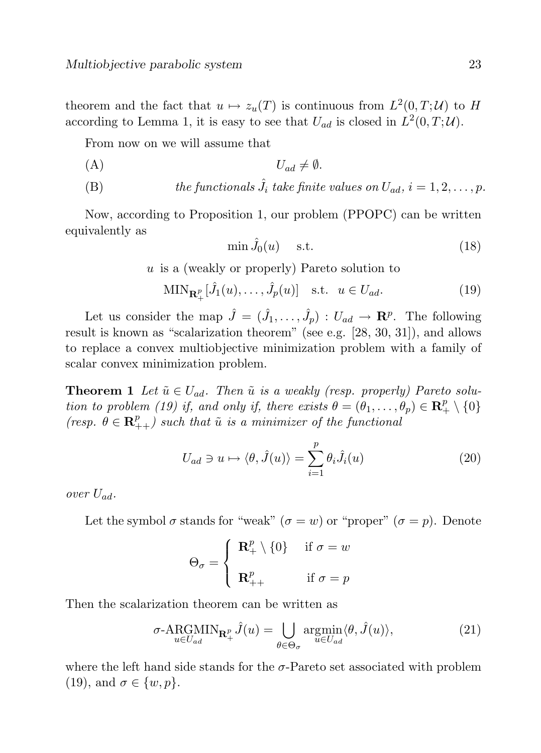theorem and the fact that $u \mapsto z_u(T)$ is continuous from $L^2(0,T;\mathcal{U})$ to $H$ according to Lemma 1, it is easy to see that $U_{ad}$ is closed in $L^2(0,T;\mathcal{U})$.

From now on we will assume that

(A) $$U_{ad} \neq \emptyset.$$

(B) *the functionals $\hat{J}_i$ take finite values on $U_{ad}$, $i = 1, 2, \ldots, p$.*

Now, according to Proposition 1, our problem (PPOPC) can be written equivalently as

$$\min \hat{J}_0(u) \quad \text{s.t.} \tag{18}$$

$$u \text{ is a (weakly or properly) Pareto solution to}$$

$$\mathrm{MIN}_{\mathbf{R}^p_+}[\hat{J}_1(u), \ldots, \hat{J}_p(u)] \quad \text{s.t.} \quad u \in U_{ad}. \tag{19}$$

Let us consider the map $\hat{J} = (\hat{J}_1, \ldots, \hat{J}_p) : U_{ad} \to \mathbf{R}^p$. The following result is known as "scalarization theorem" (see e.g. [28, 30, 31]), and allows to replace a convex multiobjective minimization problem with a family of scalar convex minimization problem.

**Theorem 1** *Let $\tilde{u} \in U_{ad}$. Then $\tilde{u}$ is a weakly (resp. properly) Pareto solution to problem (19) if, and only if, there exists $\theta = (\theta_1, \ldots, \theta_p) \in \mathbf{R}^p_+ \setminus \{0\}$ (resp. $\theta \in \mathbf{R}^p_{++}$) such that $\tilde{u}$ is a minimizer of the functional*

$$U_{ad} \ni u \mapsto \langle \theta, \hat{J}(u) \rangle = \sum_{i=1}^{p} \theta_i \hat{J}_i(u) \tag{20}$$

*over $U_{ad}$.*

Let the symbol $\sigma$ stands for "weak" ($\sigma = w$) or "proper" ($\sigma = p$). Denote

$$\Theta_\sigma = \begin{cases} \mathbf{R}^p_+ \setminus \{0\} & \text{if } \sigma = w \\ \mathbf{R}^p_{++} & \text{if } \sigma = p \end{cases}$$

Then the scalarization theorem can be written as

$$\sigma\text{-}\underset{u \in U_{ad}}{\mathrm{ARGMIN}}_{\mathbf{R}^p_+} \hat{J}(u) = \bigcup_{\theta \in \Theta_\sigma} \underset{u \in U_{ad}}{\mathrm{argmin}} \langle \theta, \hat{J}(u) \rangle, \tag{21}$$

where the left hand side stands for the $\sigma$-Pareto set associated with problem (19), and $\sigma \in \{w, p\}$.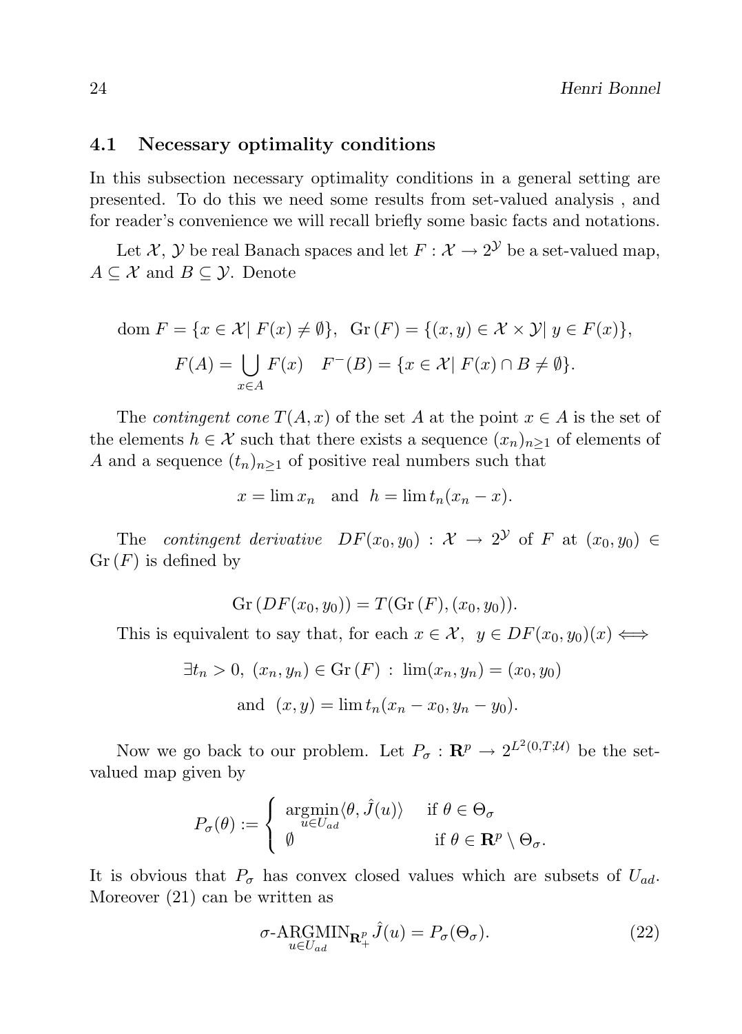### 4.1 Necessary optimality conditions

In this subsection necessary optimality conditions in a general setting are presented. To do this we need some results from set-valued analysis , and for reader's convenience we will recall briefly some basic facts and notations.

Let $\mathcal{X}$, $\mathcal{Y}$ be real Banach spaces and let $F : \mathcal{X} \to 2^{\mathcal{Y}}$ be a set-valued map, $A \subseteq \mathcal{X}$ and $B \subseteq \mathcal{Y}$. Denote

$$\text{dom } F = \{x \in \mathcal{X} | \; F(x) \neq \emptyset\}, \;\; \text{Gr}\,(F) = \{(x,y) \in \mathcal{X} \times \mathcal{Y} | \; y \in F(x)\},$$

$$F(A) = \bigcup_{x \in A} F(x) \quad F^{-}(B) = \{x \in \mathcal{X} | \; F(x) \cap B \neq \emptyset\}.$$

The *contingent cone* $T(A, x)$ of the set $A$ at the point $x \in A$ is the set of the elements $h \in \mathcal{X}$ such that there exists a sequence $(x_n)_{n \geq 1}$ of elements of $A$ and a sequence $(t_n)_{n \geq 1}$ of positive real numbers such that

$$x = \lim x_n \quad \text{and} \quad h = \lim t_n(x_n - x).$$

The *contingent derivative* $DF(x_0, y_0) : \mathcal{X} \to 2^{\mathcal{Y}}$ of $F$ at $(x_0, y_0) \in \text{Gr}\,(F)$ is defined by

$$\text{Gr}\,(DF(x_0, y_0)) = T(\text{Gr}\,(F), (x_0, y_0)).$$

This is equivalent to say that, for each $x \in \mathcal{X}$, $\;y \in DF(x_0, y_0)(x) \Longleftrightarrow$

$$\exists t_n > 0, \; (x_n, y_n) \in \text{Gr}\,(F) \, : \, \lim(x_n, y_n) = (x_0, y_0)$$

$$\text{and} \;\; (x, y) = \lim t_n(x_n - x_0, y_n - y_0).$$

Now we go back to our problem. Let $P_\sigma : \mathbf{R}^p \to 2^{L^2(0,T;\mathcal{U})}$ be the set-valued map given by

$$P_\sigma(\theta) := \begin{cases} \underset{u \in U_{ad}}{\text{argmin}} \langle \theta, \hat{J}(u) \rangle & \text{if } \theta \in \Theta_\sigma \\ \emptyset & \text{if } \theta \in \mathbf{R}^p \setminus \Theta_\sigma. \end{cases}$$

It is obvious that $P_\sigma$ has convex closed values which are subsets of $U_{ad}$. Moreover (21) can be written as

$$\sigma\text{-}\underset{u \in U_{ad}}{\text{ARGMIN}}_{\mathbf{R}^p_+} \hat{J}(u) = P_\sigma(\Theta_\sigma). \tag{22}$$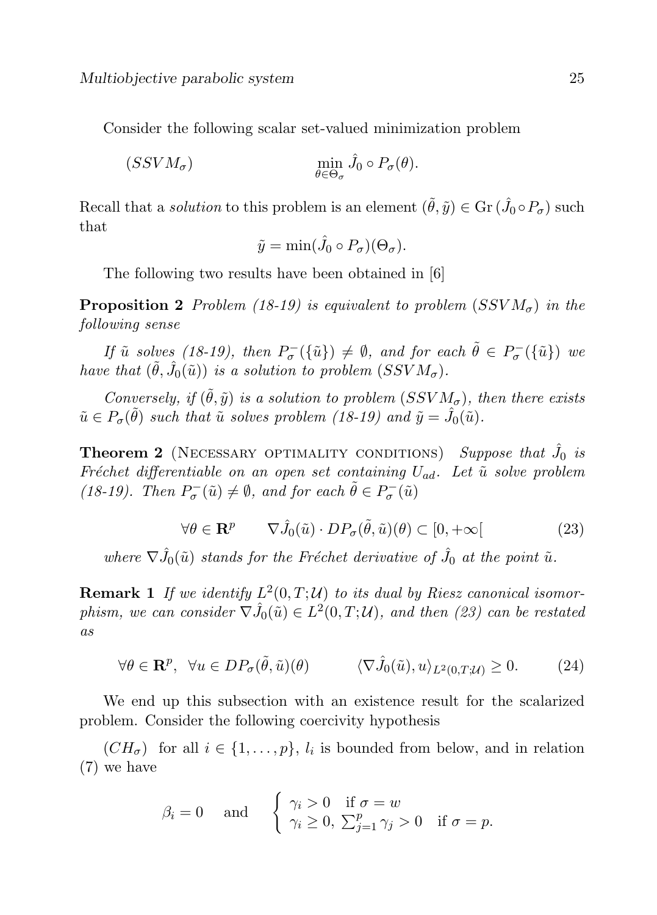Consider the following scalar set-valued minimization problem

$$(SSVM_\sigma) \qquad\qquad \min_{\theta \in \Theta_\sigma} \hat{J}_0 \circ P_\sigma(\theta).$$

Recall that a *solution* to this problem is an element $(\tilde{\theta}, \tilde{y}) \in \mathrm{Gr}\,(\hat{J}_0 \circ P_\sigma)$ such that

$$\tilde{y} = \min(\hat{J}_0 \circ P_\sigma)(\Theta_\sigma).$$

The following two results have been obtained in [6]

**Proposition 2** *Problem (18-19) is equivalent to problem $(SSVM_\sigma)$ in the following sense*

*If $\tilde{u}$ solves (18-19), then $P_\sigma^-(\{\tilde{u}\}) \neq \emptyset$, and for each $\tilde{\theta} \in P_\sigma^-(\{\tilde{u}\})$ we have that $(\tilde{\theta}, \hat{J}_0(\tilde{u}))$ is a solution to problem $(SSVM_\sigma)$.*

*Conversely, if $(\tilde{\theta}, \tilde{y})$ is a solution to problem $(SSVM_\sigma)$, then there exists $\tilde{u} \in P_\sigma(\tilde{\theta})$ such that $\tilde{u}$ solves problem (18-19) and $\tilde{y} = \hat{J}_0(\tilde{u})$.*

**Theorem 2** (Necessary optimality conditions) *Suppose that $\hat{J}_0$ is Fréchet differentiable on an open set containing $U_{ad}$. Let $\tilde{u}$ solve problem (18-19). Then $P_\sigma^-(\tilde{u}) \neq \emptyset$, and for each $\tilde{\theta} \in P_\sigma^-(\tilde{u})$*

$$\forall \theta \in \mathbf{R}^p \qquad \nabla \hat{J}_0(\tilde{u}) \cdot DP_\sigma(\tilde{\theta}, \tilde{u})(\theta) \subset [0, +\infty[ \tag{23}$$

*where $\nabla \hat{J}_0(\tilde{u})$ stands for the Fréchet derivative of $\hat{J}_0$ at the point $\tilde{u}$.*

**Remark 1** *If we identify $L^2(0,T;\mathcal{U})$ to its dual by Riesz canonical isomorphism, we can consider $\nabla \hat{J}_0(\tilde{u}) \in L^2(0,T;\mathcal{U})$, and then (23) can be restated as*

$$\forall \theta \in \mathbf{R}^p, \;\; \forall u \in DP_\sigma(\tilde{\theta}, \tilde{u})(\theta) \qquad \langle \nabla \hat{J}_0(\tilde{u}), u \rangle_{L^2(0,T;\mathcal{U})} \geq 0. \tag{24}$$

We end up this subsection with an existence result for the scalarized problem. Consider the following coercivity hypothesis

$(CH_\sigma)$ for all $i \in \{1, \ldots, p\}$, $l_i$ is bounded from below, and in relation (7) we have

$$\beta_i = 0 \quad \text{ and } \quad \begin{cases} \gamma_i > 0 & \text{if } \sigma = w \\ \gamma_i \geq 0, \; \sum_{j=1}^p \gamma_j > 0 & \text{if } \sigma = p. \end{cases}$$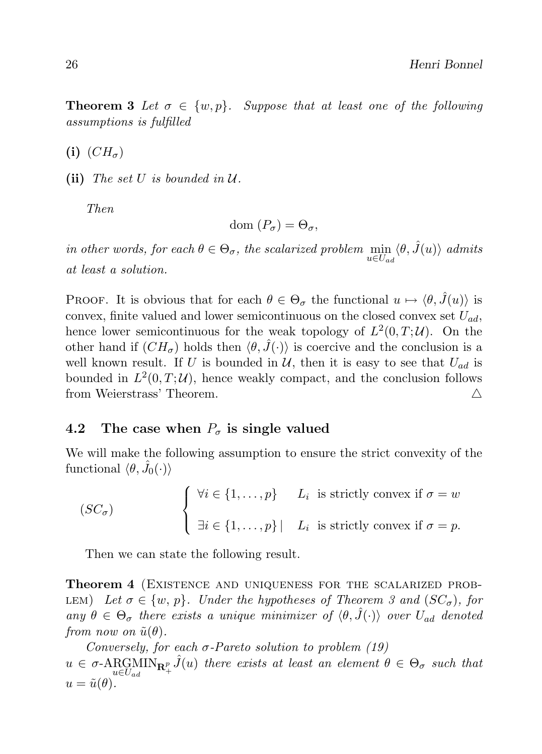**Theorem 3** *Let $\sigma \in \{w, p\}$. Suppose that at least one of the following assumptions is fulfilled*

**(i)** $(CH_\sigma)$

**(ii)** *The set $U$ is bounded in $\mathcal{U}$.*

*Then*

$$\text{dom}\,(P_\sigma) = \Theta_\sigma,$$

*in other words, for each $\theta \in \Theta_\sigma$, the scalarized problem $\min\limits_{u \in U_{ad}} \langle \theta, \hat{J}(u) \rangle$ admits at least a solution.*

Proof. It is obvious that for each $\theta \in \Theta_\sigma$ the functional $u \mapsto \langle \theta, \hat{J}(u) \rangle$ is convex, finite valued and lower semicontinuous on the closed convex set $U_{ad}$, hence lower semicontinuous for the weak topology of $L^2(0, T; \mathcal{U})$. On the other hand if $(CH_\sigma)$ holds then $\langle \theta, \hat{J}(\cdot) \rangle$ is coercive and the conclusion is a well known result. If $U$ is bounded in $\mathcal{U}$, then it is easy to see that $U_{ad}$ is bounded in $L^2(0, T; \mathcal{U})$, hence weakly compact, and the conclusion follows from Weierstrass' Theorem. △

## 4.2 The case when $P_\sigma$ is single valued

We will make the following assumption to ensure the strict convexity of the functional $\langle \theta, \hat{J}_0(\cdot) \rangle$

$$(SC_\sigma) \qquad \begin{cases} \forall i \in \{1, \ldots, p\} \quad L_i \text{ is strictly convex if } \sigma = w \\[2ex] \exists i \in \{1, \ldots, p\} \mid \quad L_i \text{ is strictly convex if } \sigma = p. \end{cases}$$

Then we can state the following result.

**Theorem 4** (Existence and uniqueness for the scalarized problem) *Let $\sigma \in \{w, p\}$. Under the hypotheses of Theorem 3 and $(SC_\sigma)$, for any $\theta \in \Theta_\sigma$ there exists a unique minimizer of $\langle \theta, \hat{J}(\cdot) \rangle$ over $U_{ad}$ denoted from now on $\tilde{u}(\theta)$.*

*Conversely, for each $\sigma$-Pareto solution to problem (19) $u \in \sigma\text{-}\underset{u \in U_{ad}}{\text{ARGMIN}}_{\mathbf{R}^p_+} \hat{J}(u)$ there exists at least an element $\theta \in \Theta_\sigma$ such that $u = \tilde{u}(\theta)$.*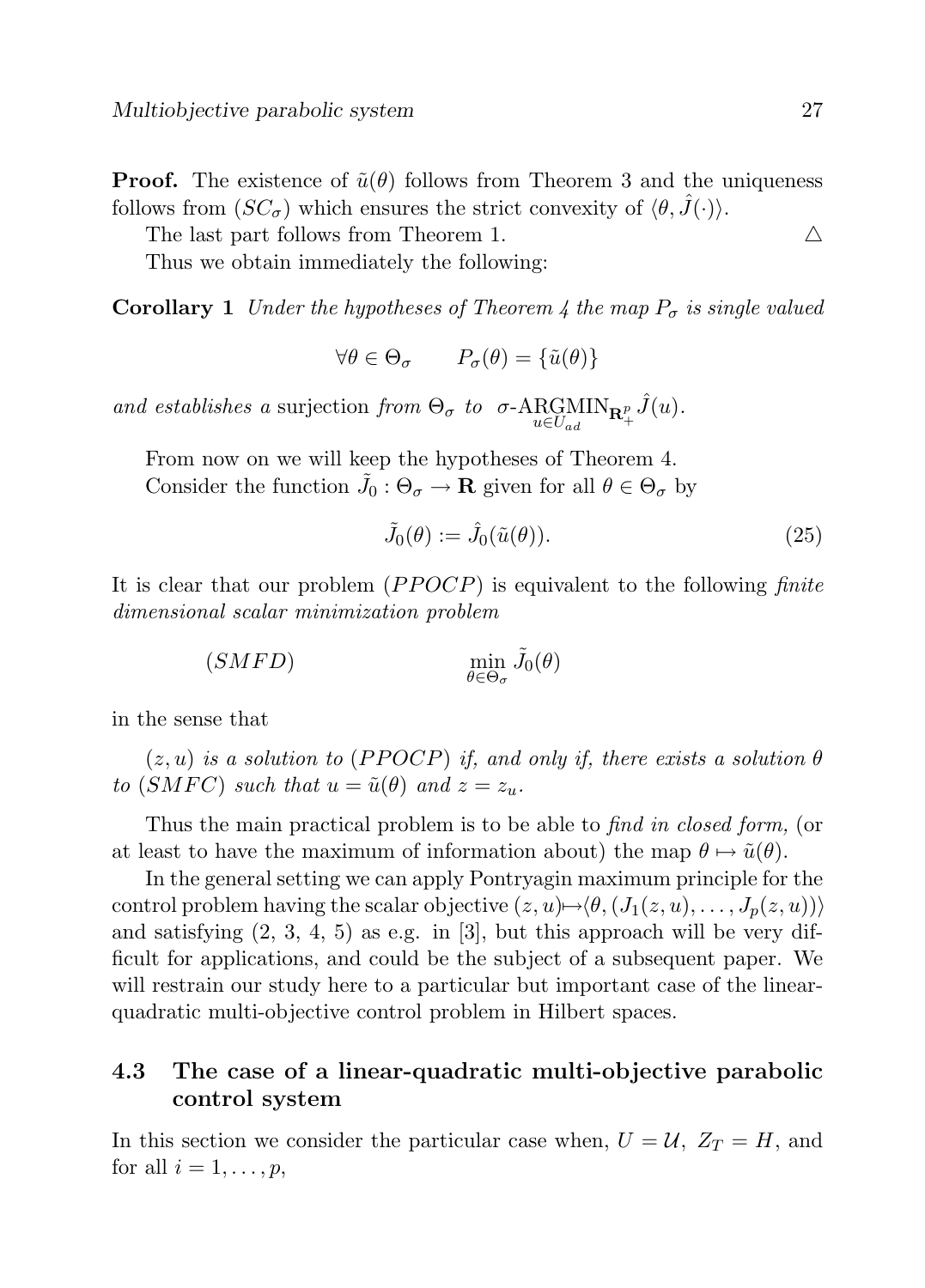**Proof.** The existence of $\tilde{u}(\theta)$ follows from Theorem 3 and the uniqueness follows from $(SC_\sigma)$ which ensures the strict convexity of $\langle \theta, \hat{J}(\cdot)\rangle$.

The last part follows from Theorem 1. $\triangle$

Thus we obtain immediately the following:

**Corollary 1** *Under the hypotheses of Theorem 4 the map $P_\sigma$ is single valued*

$$\forall \theta \in \Theta_\sigma \qquad P_\sigma(\theta) = \{\tilde{u}(\theta)\}$$

*and establishes a* surjection *from $\Theta_\sigma$ to $\sigma$-$\underset{u \in U_{ad}}{\mathrm{ARGMIN}}_{\mathbf{R}^p_+} \hat{J}(u)$.*

From now on we will keep the hypotheses of Theorem 4.

Consider the function $\tilde{J}_0 : \Theta_\sigma \to \mathbf{R}$ given for all $\theta \in \Theta_\sigma$ by

$$\tilde{J}_0(\theta) := \hat{J}_0(\tilde{u}(\theta)). \tag{25}$$

It is clear that our problem $(PPOCP)$ is equivalent to the following *finite dimensional scalar minimization problem*

$$(SMFD) \qquad\qquad \min_{\theta \in \Theta_\sigma} \tilde{J}_0(\theta)$$

in the sense that

*$(z, u)$ is a solution to $(PPOCP)$ if, and only if, there exists a solution $\theta$ to $(SMFC)$ such that $u = \tilde{u}(\theta)$ and $z = z_u$.*

Thus the main practical problem is to be able to *find in closed form,* (or at least to have the maximum of information about) the map $\theta \mapsto \tilde{u}(\theta)$.

In the general setting we can apply Pontryagin maximum principle for the control problem having the scalar objective $(z, u) \mapsto \langle \theta, (J_1(z, u), \ldots, J_p(z, u))\rangle$ and satisfying (2, 3, 4, 5) as e.g. in [3], but this approach will be very difficult for applications, and could be the subject of a subsequent paper. We will restrain our study here to a particular but important case of the linear-quadratic multi-objective control problem in Hilbert spaces.

### 4.3 The case of a linear-quadratic multi-objective parabolic control system

In this section we consider the particular case when, $U = \mathcal{U}$, $Z_T = H$, and for all $i = 1, \ldots, p$,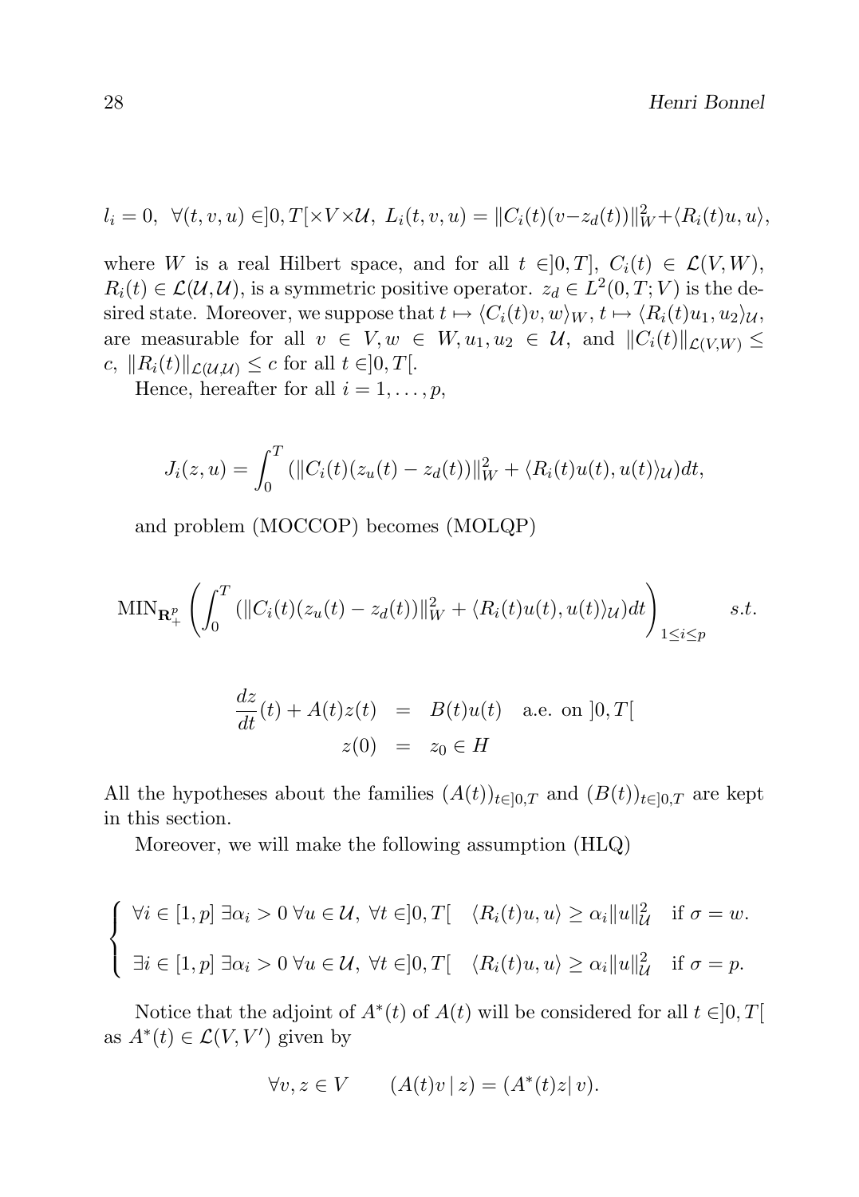$$l_i = 0,\ \ \forall (t,v,u) \in ]0,T[\times V \times \mathcal{U},\ L_i(t,v,u) = \|C_i(t)(v - z_d(t))\|_W^2 + \langle R_i(t)u, u\rangle,$$

where $W$ is a real Hilbert space, and for all $t \in ]0,T]$, $C_i(t) \in \mathcal{L}(V,W)$, $R_i(t) \in \mathcal{L}(\mathcal{U},\mathcal{U})$, is a symmetric positive operator. $z_d \in L^2(0,T;V)$ is the desired state. Moreover, we suppose that $t \mapsto \langle C_i(t)v, w\rangle_W$, $t \mapsto \langle R_i(t)u_1, u_2\rangle_{\mathcal{U}}$, are measurable for all $v \in V, w \in W, u_1, u_2 \in \mathcal{U}$, and $\|C_i(t)\|_{\mathcal{L}(V,W)} \leq c$, $\|R_i(t)\|_{\mathcal{L}(\mathcal{U},\mathcal{U})} \leq c$ for all $t \in ]0,T[$.

Hence, hereafter for all $i = 1, \ldots, p$,

$$J_i(z,u) = \int_0^T (\|C_i(t)(z_u(t) - z_d(t))\|_W^2 + \langle R_i(t)u(t), u(t)\rangle_{\mathcal{U}})dt,$$

and problem (MOCCOP) becomes (MOLQP)

$$\mathrm{MIN}_{\mathbf{R}_+^p} \left( \int_0^T (\|C_i(t)(z_u(t) - z_d(t))\|_W^2 + \langle R_i(t)u(t), u(t)\rangle_{\mathcal{U}})dt \right)_{1 \leq i \leq p} \quad s.t.$$

$$\begin{aligned} \frac{dz}{dt}(t) + A(t)z(t) &= B(t)u(t) \quad \text{a.e. on } ]0,T[ \\ z(0) &= z_0 \in H \end{aligned}$$

All the hypotheses about the families $(A(t))_{t\in]0,T}$ and $(B(t))_{t\in]0,T}$ are kept in this section.

Moreover, we will make the following assumption (HLQ)

$$\begin{cases} \forall i \in [1,p]\ \exists \alpha_i > 0\ \forall u \in \mathcal{U},\ \forall t \in ]0,T[ \quad \langle R_i(t)u, u\rangle \geq \alpha_i \|u\|_{\mathcal{U}}^2 \quad \text{if } \sigma = w. \\ \exists i \in [1,p]\ \exists \alpha_i > 0\ \forall u \in \mathcal{U},\ \forall t \in ]0,T[ \quad \langle R_i(t)u, u\rangle \geq \alpha_i \|u\|_{\mathcal{U}}^2 \quad \text{if } \sigma = p. \end{cases}$$

Notice that the adjoint of $A^*(t)$ of $A(t)$ will be considered for all $t \in ]0,T[$ as $A^*(t) \in \mathcal{L}(V,V')$ given by

$$\forall v, z \in V \qquad (A(t)v \mid z) = (A^*(t)z \mid v).$$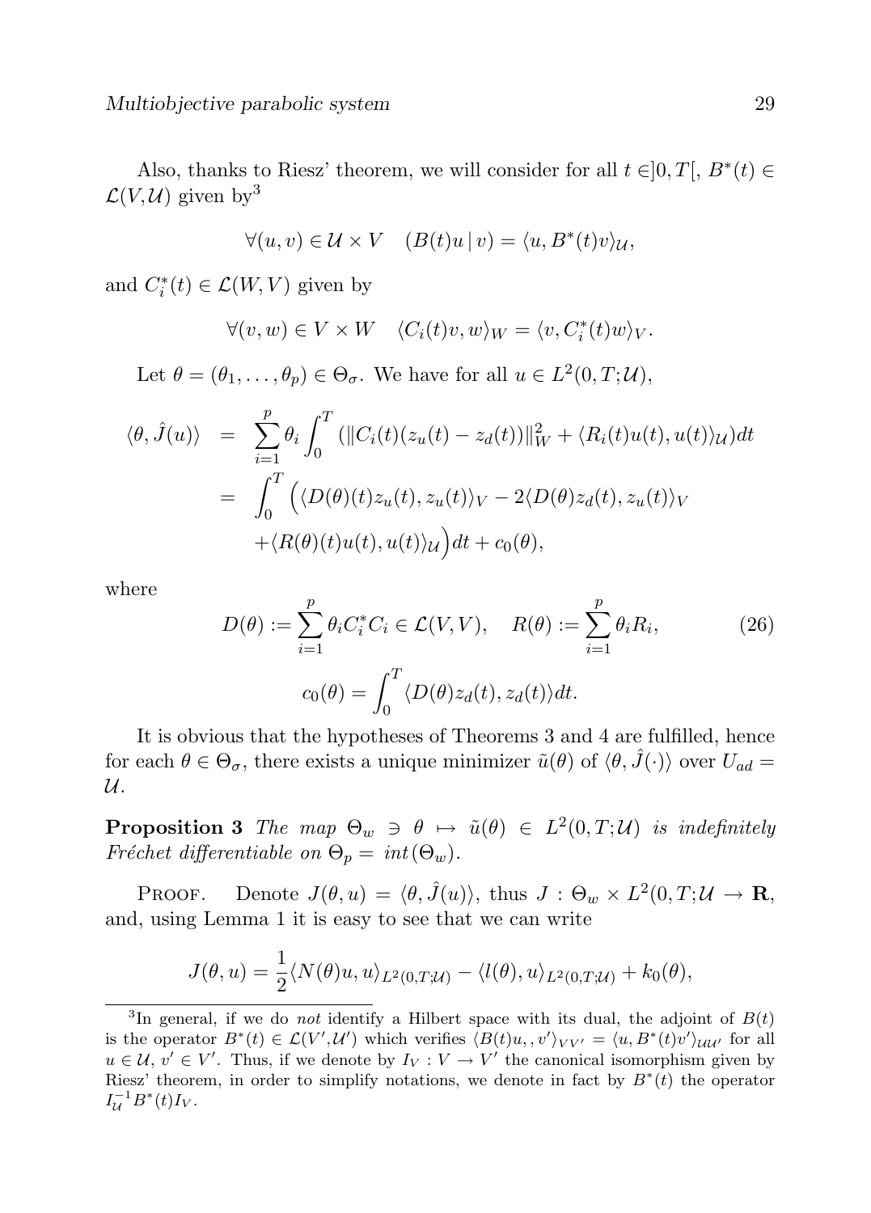Also, thanks to Riesz' theorem, we will consider for all $t \in ]0,T[$, $B^*(t) \in \mathcal{L}(V,\mathcal{U})$ given by[3]

$$\forall (u,v) \in \mathcal{U} \times V \quad (B(t)u \,|\, v) = \langle u, B^*(t)v\rangle_{\mathcal{U}},$$

and $C_i^*(t) \in \mathcal{L}(W,V)$ given by

$$\forall (v,w) \in V \times W \quad \langle C_i(t)v, w\rangle_W = \langle v, C_i^*(t)w\rangle_V.$$

Let $\theta = (\theta_1, \ldots, \theta_p) \in \Theta_\sigma$. We have for all $u \in L^2(0,T;\mathcal{U})$,

$$\begin{aligned}
\langle \theta, \hat{J}(u)\rangle &= \sum_{i=1}^p \theta_i \int_0^T (\|C_i(t)(z_u(t) - z_d(t))\|_W^2 + \langle R_i(t)u(t), u(t)\rangle_{\mathcal{U}})dt \\
&= \int_0^T \Big(\langle D(\theta)(t) z_u(t), z_u(t)\rangle_V - 2\langle D(\theta) z_d(t), z_u(t)\rangle_V \\
&\quad + \langle R(\theta)(t)u(t), u(t)\rangle_{\mathcal{U}}\Big)dt + c_0(\theta),
\end{aligned}$$

where

$$D(\theta) := \sum_{i=1}^p \theta_i C_i^* C_i \in \mathcal{L}(V,V), \quad R(\theta) := \sum_{i=1}^p \theta_i R_i, \tag{26}$$

$$c_0(\theta) = \int_0^T \langle D(\theta) z_d(t), z_d(t)\rangle dt.$$

It is obvious that the hypotheses of Theorems 3 and 4 are fulfilled, hence for each $\theta \in \Theta_\sigma$, there exists a unique minimizer $\tilde{u}(\theta)$ of $\langle \theta, \hat{J}(\cdot)\rangle$ over $U_{ad} = \mathcal{U}$.

**Proposition 3** *The map $\Theta_w \ni \theta \mapsto \tilde{u}(\theta) \in L^2(0,T;\mathcal{U})$ is indefinitely Fréchet differentiable on $\Theta_p = int(\Theta_w)$.*

Proof. Denote $J(\theta,u) = \langle \theta, \hat{J}(u)\rangle$, thus $J : \Theta_w \times L^2(0,T;\mathcal{U} \to \mathbf{R}$, and, using Lemma 1 it is easy to see that we can write

$$J(\theta,u) = \frac{1}{2}\langle N(\theta)u, u\rangle_{L^2(0,T;\mathcal{U})} - \langle l(\theta), u\rangle_{L^2(0,T;\mathcal{U})} + k_0(\theta),$$

---

[3] In general, if we do *not* identify a Hilbert space with its dual, the adjoint of $B(t)$ is the operator $B^*(t) \in \mathcal{L}(V',\mathcal{U}')$ which verifies $\langle B(t)u,, v'\rangle_{VV'} = \langle u, B^*(t)v'\rangle_{\mathcal{U}\mathcal{U}'}$ for all $u \in \mathcal{U}$, $v' \in V'$. Thus, if we denote by $I_V : V \to V'$ the canonical isomorphism given by Riesz' theorem, in order to simplify notations, we denote in fact by $B^*(t)$ the operator $I_{\mathcal{U}}^{-1} B^*(t) I_V$.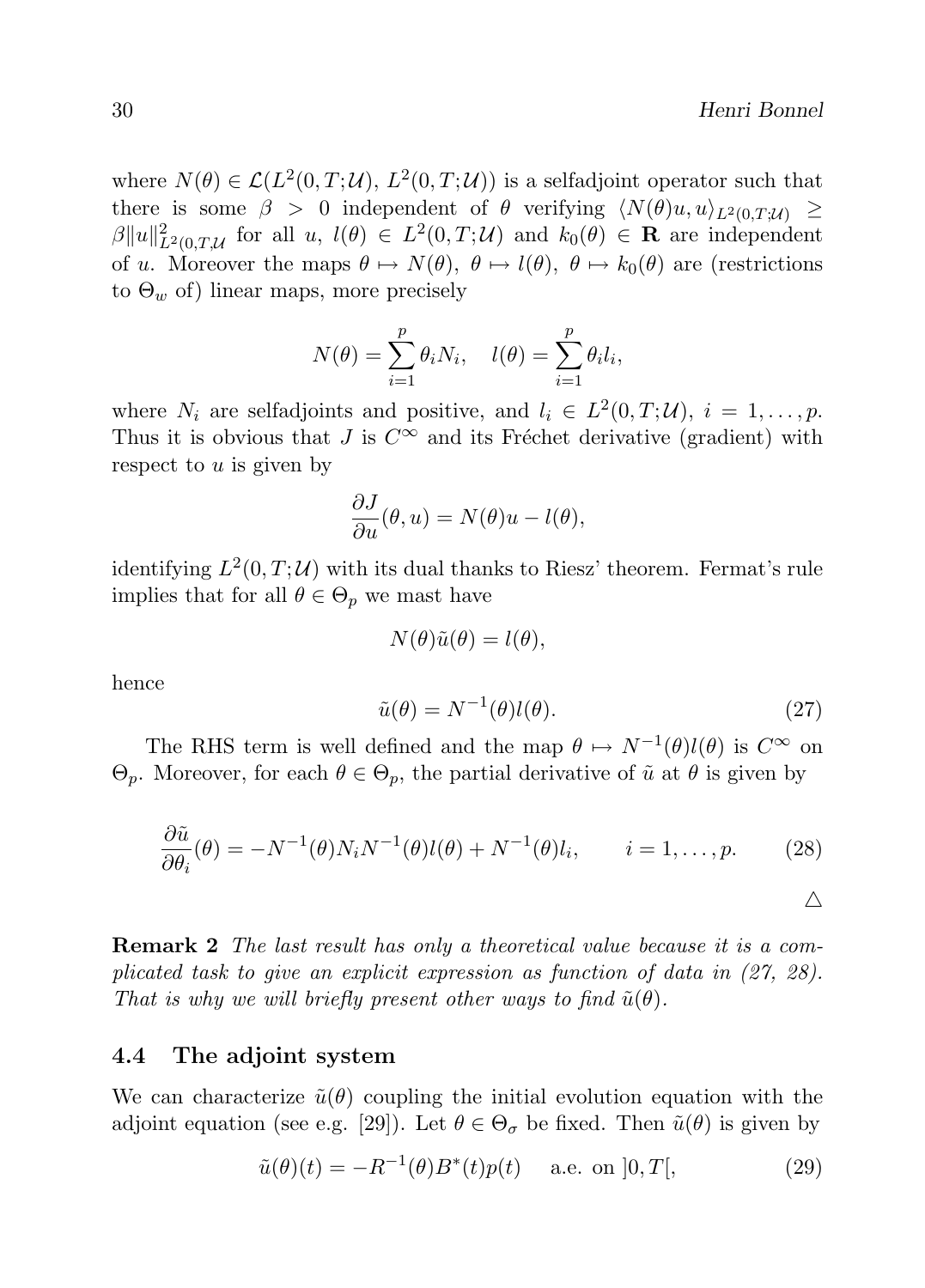where $N(\theta) \in \mathcal{L}(L^2(0,T;\mathcal{U}),\, L^2(0,T;\mathcal{U}))$ is a selfadjoint operator such that there is some $\beta > 0$ independent of $\theta$ verifying $\langle N(\theta)u, u\rangle_{L^2(0,T;\mathcal{U})} \geq \beta\|u\|^2_{L^2(0,T,\mathcal{U}}$ for all $u$, $l(\theta) \in L^2(0,T;\mathcal{U})$ and $k_0(\theta) \in \mathbf{R}$ are independent of $u$. Moreover the maps $\theta \mapsto N(\theta)$, $\theta \mapsto l(\theta)$, $\theta \mapsto k_0(\theta)$ are (restrictions to $\Theta_w$ of) linear maps, more precisely

$$N(\theta) = \sum_{i=1}^{p} \theta_i N_i, \quad l(\theta) = \sum_{i=1}^{p} \theta_i l_i,$$

where $N_i$ are selfadjoints and positive, and $l_i \in L^2(0,T;\mathcal{U})$, $i = 1, \ldots, p$. Thus it is obvious that $J$ is $C^\infty$ and its Fréchet derivative (gradient) with respect to $u$ is given by

$$\frac{\partial J}{\partial u}(\theta, u) = N(\theta)u - l(\theta),$$

identifying $L^2(0,T;\mathcal{U})$ with its dual thanks to Riesz' theorem. Fermat's rule implies that for all $\theta \in \Theta_p$ we mast have

$$N(\theta)\tilde{u}(\theta) = l(\theta),$$

hence

$$\tilde{u}(\theta) = N^{-1}(\theta)l(\theta). \tag{27}$$

The RHS term is well defined and the map $\theta \mapsto N^{-1}(\theta)l(\theta)$ is $C^\infty$ on $\Theta_p$. Moreover, for each $\theta \in \Theta_p$, the partial derivative of $\tilde{u}$ at $\theta$ is given by

$$\frac{\partial \tilde{u}}{\partial \theta_i}(\theta) = -N^{-1}(\theta)N_i N^{-1}(\theta)l(\theta) + N^{-1}(\theta)l_i, \qquad i = 1, \ldots, p. \tag{28}$$

$\triangle$

**Remark 2** *The last result has only a theoretical value because it is a complicated task to give an explicit expression as function of data in (27, 28). That is why we will briefly present other ways to find $\tilde{u}(\theta)$.*

### 4.4 The adjoint system

We can characterize $\tilde{u}(\theta)$ coupling the initial evolution equation with the adjoint equation (see e.g. [29]). Let $\theta \in \Theta_\sigma$ be fixed. Then $\tilde{u}(\theta)$ is given by

$$\tilde{u}(\theta)(t) = -R^{-1}(\theta)B^*(t)p(t) \quad \text{ a.e. on } ]0,T[, \tag{29}$$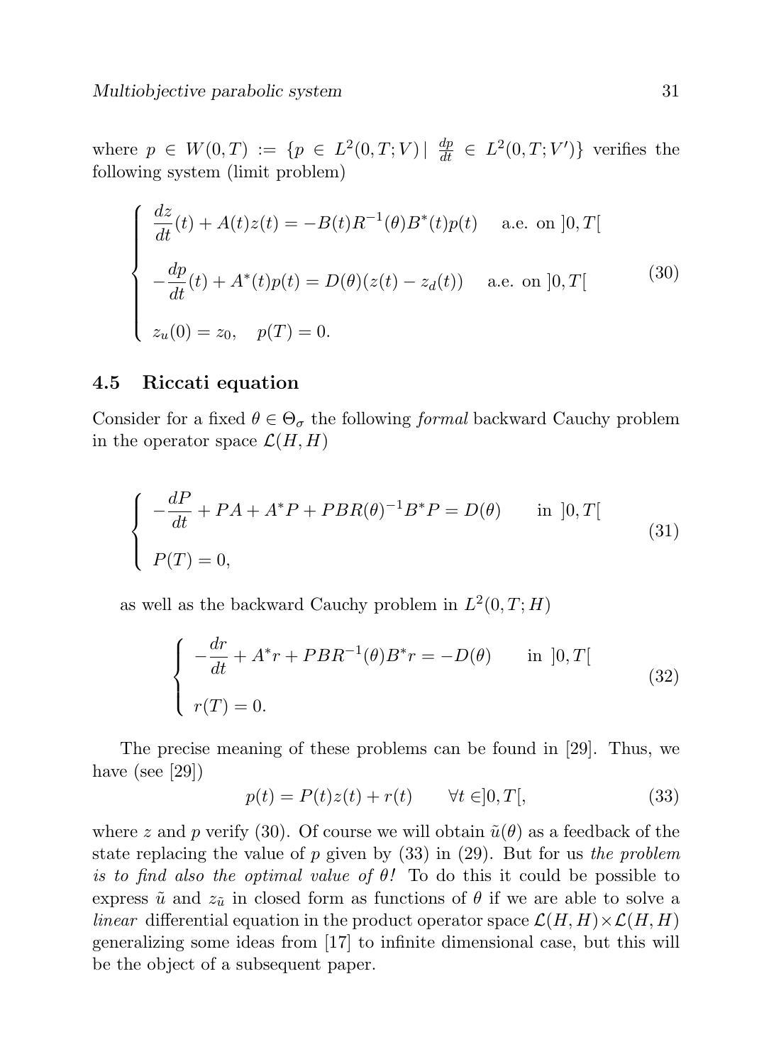where $p \in W(0,T) := \{p \in L^2(0,T;V) \mid \frac{dp}{dt} \in L^2(0,T;V')\}$ verifies the following system (limit problem)

$$
\begin{cases}
\dfrac{dz}{dt}(t) + A(t)z(t) = -B(t)R^{-1}(\theta)B^*(t)p(t) \quad \text{ a.e. on } ]0,T[ \\[2mm]
-\dfrac{dp}{dt}(t) + A^*(t)p(t) = D(\theta)(z(t) - z_d(t)) \quad \text{ a.e. on } ]0,T[ \\[2mm]
z_u(0) = z_0, \quad p(T) = 0.
\end{cases}
\tag{30}
$$

## 4.5 Riccati equation

Consider for a fixed $\theta \in \Theta_\sigma$ the following *formal* backward Cauchy problem in the operator space $\mathcal{L}(H,H)$

$$
\begin{cases}
-\dfrac{dP}{dt} + PA + A^*P + PBR(\theta)^{-1}B^*P = D(\theta) \qquad \text{in } ]0,T[ \\[2mm]
P(T) = 0,
\end{cases}
\tag{31}
$$

as well as the backward Cauchy problem in $L^2(0,T;H)$

$$
\begin{cases}
-\dfrac{dr}{dt} + A^*r + PBR^{-1}(\theta)B^*r = -D(\theta) \qquad \text{in } ]0,T[ \\[2mm]
r(T) = 0.
\end{cases}
\tag{32}
$$

The precise meaning of these problems can be found in [29]. Thus, we have (see [29])

$$
p(t) = P(t)z(t) + r(t) \qquad \forall t \in ]0,T[,
\tag{33}
$$

where $z$ and $p$ verify (30). Of course we will obtain $\tilde{u}(\theta)$ as a feedback of the state replacing the value of $p$ given by (33) in (29). But for us *the problem is to find also the optimal value of $\theta$!* To do this it could be possible to express $\tilde{u}$ and $z_{\tilde{u}}$ in closed form as functions of $\theta$ if we are able to solve a *linear* differential equation in the product operator space $\mathcal{L}(H,H) \times \mathcal{L}(H,H)$ generalizing some ideas from [17] to infinite dimensional case, but this will be the object of a subsequent paper.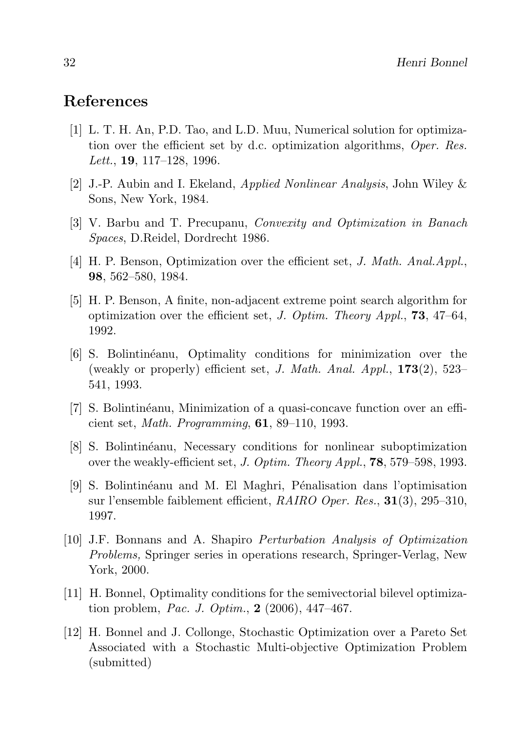## References

[1] L. T. H. An, P.D. Tao, and L.D. Muu, Numerical solution for optimization over the efficient set by d.c. optimization algorithms, *Oper. Res. Lett.*, **19**, 117–128, 1996.

[2] J.-P. Aubin and I. Ekeland, *Applied Nonlinear Analysis*, John Wiley & Sons, New York, 1984.

[3] V. Barbu and T. Precupanu, *Convexity and Optimization in Banach Spaces*, D.Reidel, Dordrecht 1986.

[4] H. P. Benson, Optimization over the efficient set, *J. Math. Anal.Appl.*, **98**, 562–580, 1984.

[5] H. P. Benson, A finite, non-adjacent extreme point search algorithm for optimization over the efficient set, *J. Optim. Theory Appl.*, **73**, 47–64, 1992.

[6] S. Bolintinéanu, Optimality conditions for minimization over the (weakly or properly) efficient set, *J. Math. Anal. Appl.*, **173**(2), 523–541, 1993.

[7] S. Bolintinéanu, Minimization of a quasi-concave function over an efficient set, *Math. Programming*, **61**, 89–110, 1993.

[8] S. Bolintinéanu, Necessary conditions for nonlinear suboptimization over the weakly-efficient set, *J. Optim. Theory Appl.*, **78**, 579–598, 1993.

[9] S. Bolintinéanu and M. El Maghri, Pénalisation dans l'optimisation sur l'ensemble faiblement efficient, *RAIRO Oper. Res.*, **31**(3), 295–310, 1997.

[10] J.F. Bonnans and A. Shapiro *Perturbation Analysis of Optimization Problems,* Springer series in operations research, Springer-Verlag, New York, 2000.

[11] H. Bonnel, Optimality conditions for the semivectorial bilevel optimization problem, *Pac. J. Optim.*, **2** (2006), 447–467.

[12] H. Bonnel and J. Collonge, Stochastic Optimization over a Pareto Set Associated with a Stochastic Multi-objective Optimization Problem (submitted)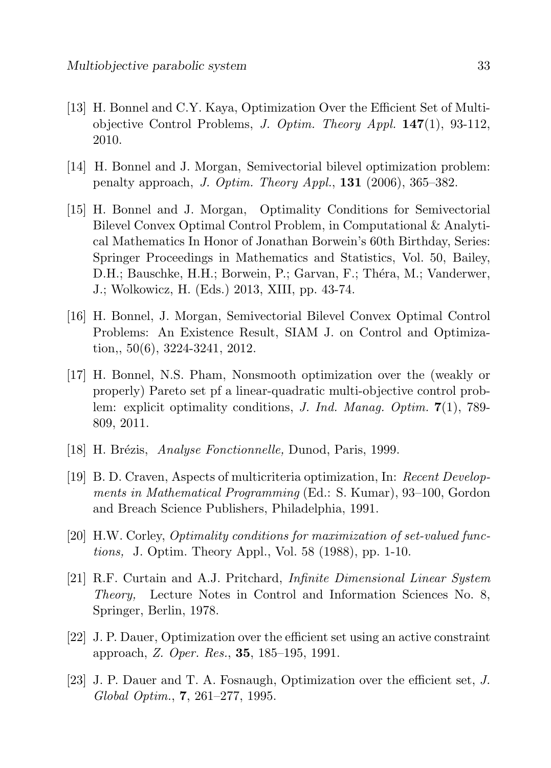[13] H. Bonnel and C.Y. Kaya, Optimization Over the Efficient Set of Multi-objective Control Problems, *J. Optim. Theory Appl.* **147**(1), 93-112, 2010.

[14] H. Bonnel and J. Morgan, Semivectorial bilevel optimization problem: penalty approach, *J. Optim. Theory Appl.*, **131** (2006), 365–382.

[15] H. Bonnel and J. Morgan, Optimality Conditions for Semivectorial Bilevel Convex Optimal Control Problem, in Computational & Analytical Mathematics In Honor of Jonathan Borwein's 60th Birthday, Series: Springer Proceedings in Mathematics and Statistics, Vol. 50, Bailey, D.H.; Bauschke, H.H.; Borwein, P.; Garvan, F.; Théra, M.; Vanderwer, J.; Wolkowicz, H. (Eds.) 2013, XIII, pp. 43-74.

[16] H. Bonnel, J. Morgan, Semivectorial Bilevel Convex Optimal Control Problems: An Existence Result, SIAM J. on Control and Optimization,, 50(6), 3224-3241, 2012.

[17] H. Bonnel, N.S. Pham, Nonsmooth optimization over the (weakly or properly) Pareto set pf a linear-quadratic multi-objective control problem: explicit optimality conditions, *J. Ind. Manag. Optim.* **7**(1), 789-809, 2011.

[18] H. Brézis, *Analyse Fonctionnelle,* Dunod, Paris, 1999.

[19] B. D. Craven, Aspects of multicriteria optimization, In: *Recent Developments in Mathematical Programming* (Ed.: S. Kumar), 93–100, Gordon and Breach Science Publishers, Philadelphia, 1991.

[20] H.W. Corley, *Optimality conditions for maximization of set-valued functions,* J. Optim. Theory Appl., Vol. 58 (1988), pp. 1-10.

[21] R.F. Curtain and A.J. Pritchard, *Infinite Dimensional Linear System Theory,* Lecture Notes in Control and Information Sciences No. 8, Springer, Berlin, 1978.

[22] J. P. Dauer, Optimization over the efficient set using an active constraint approach, *Z. Oper. Res.*, **35**, 185–195, 1991.

[23] J. P. Dauer and T. A. Fosnaugh, Optimization over the efficient set, *J. Global Optim.*, **7**, 261–277, 1995.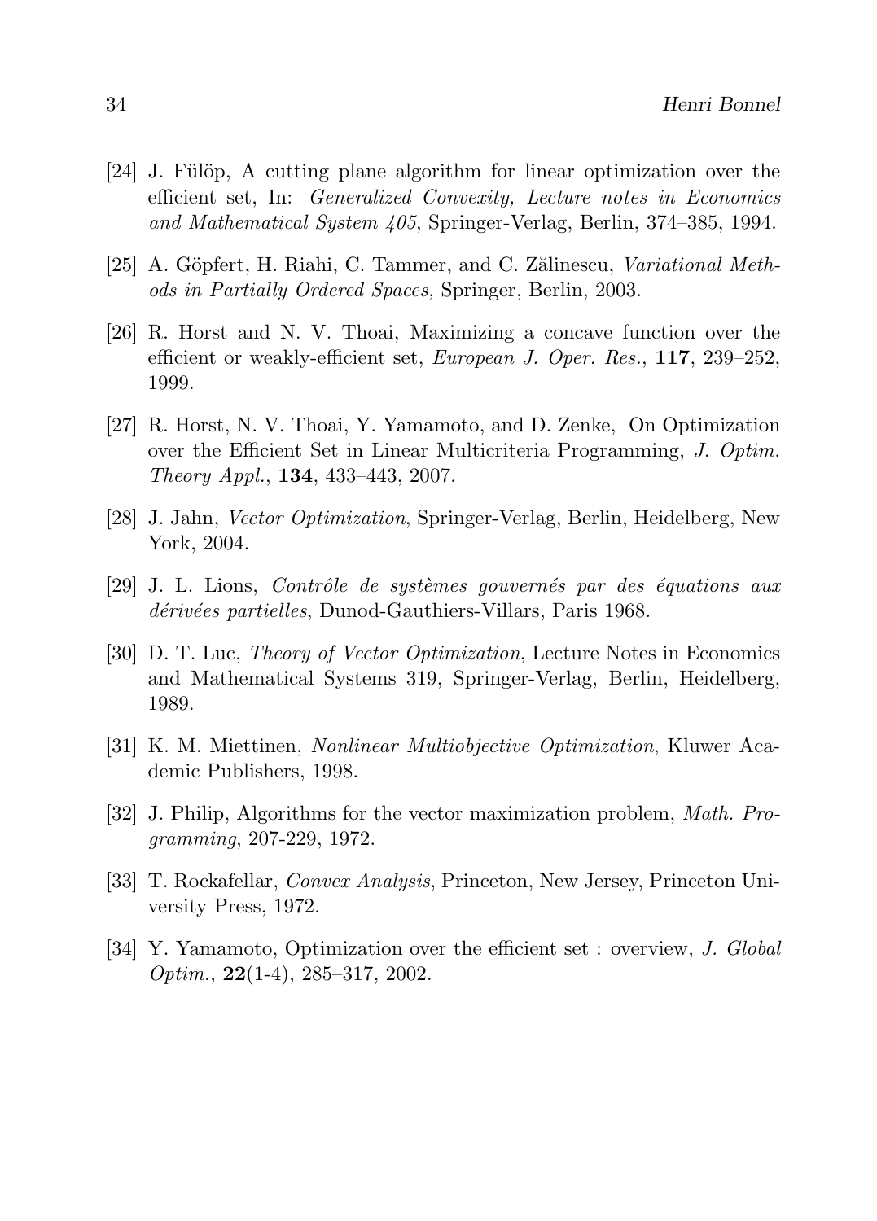[24] J. Fülöp, A cutting plane algorithm for linear optimization over the efficient set, In: *Generalized Convexity, Lecture notes in Economics and Mathematical System 405*, Springer-Verlag, Berlin, 374–385, 1994.

[25] A. Göpfert, H. Riahi, C. Tammer, and C. Zălinescu, *Variational Methods in Partially Ordered Spaces,* Springer, Berlin, 2003.

[26] R. Horst and N. V. Thoai, Maximizing a concave function over the efficient or weakly-efficient set, *European J. Oper. Res.*, **117**, 239–252, 1999.

[27] R. Horst, N. V. Thoai, Y. Yamamoto, and D. Zenke, On Optimization over the Efficient Set in Linear Multicriteria Programming, *J. Optim. Theory Appl.*, **134**, 433–443, 2007.

[28] J. Jahn, *Vector Optimization*, Springer-Verlag, Berlin, Heidelberg, New York, 2004.

[29] J. L. Lions, *Contrôle de systèmes gouvernés par des équations aux dérivées partielles*, Dunod-Gauthiers-Villars, Paris 1968.

[30] D. T. Luc, *Theory of Vector Optimization*, Lecture Notes in Economics and Mathematical Systems 319, Springer-Verlag, Berlin, Heidelberg, 1989.

[31] K. M. Miettinen, *Nonlinear Multiobjective Optimization*, Kluwer Academic Publishers, 1998.

[32] J. Philip, Algorithms for the vector maximization problem, *Math. Programming*, 207-229, 1972.

[33] T. Rockafellar, *Convex Analysis*, Princeton, New Jersey, Princeton University Press, 1972.

[34] Y. Yamamoto, Optimization over the efficient set : overview, *J. Global Optim.*, **22**(1-4), 285–317, 2002.